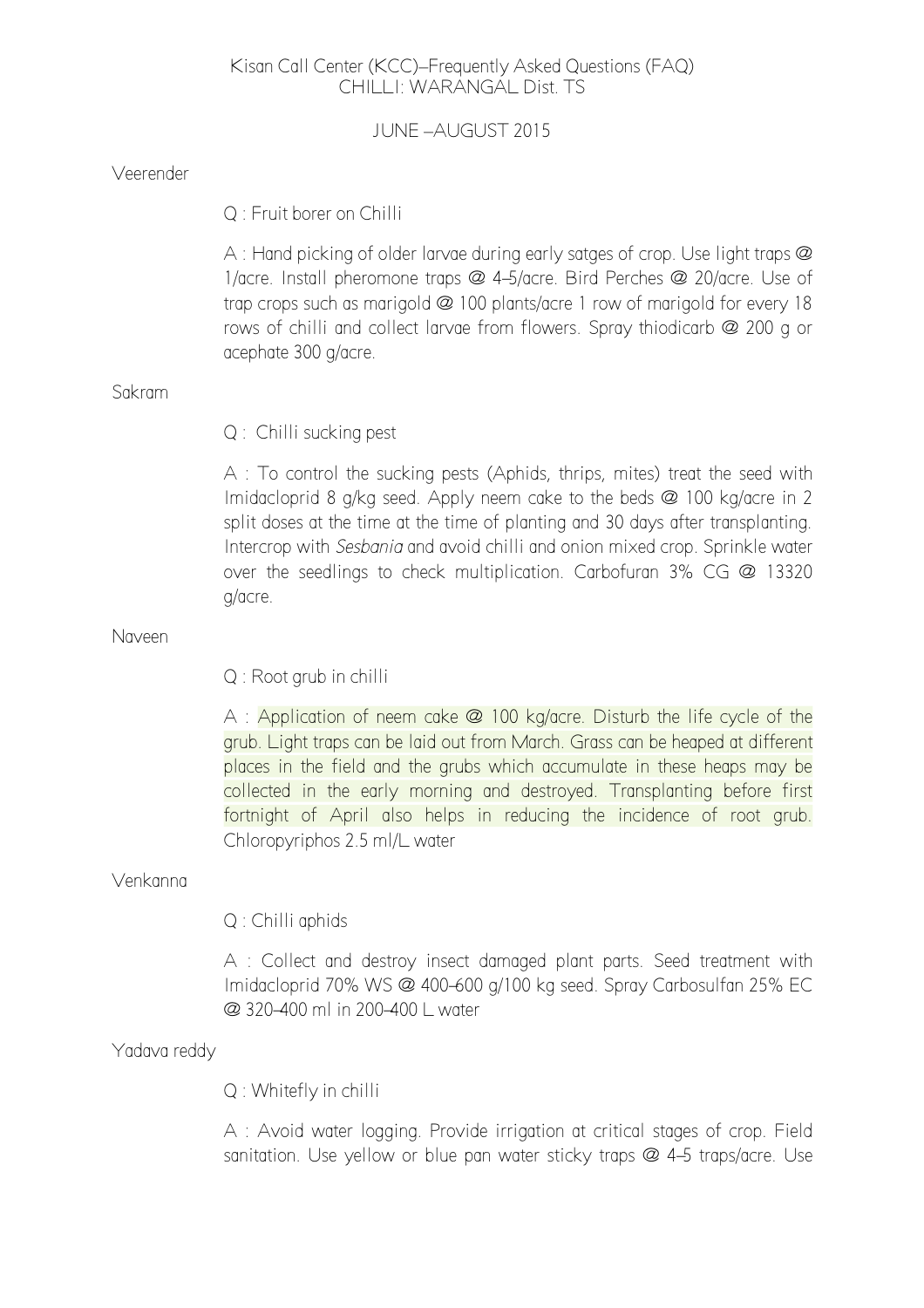# Kisan Call Center (KCC)–Frequently Asked Questions (FAQ)
## CHILLI: WARANGAL Dist. TS

### JUNE –AUGUST 2015

Veerender

Q : Fruit borer on Chilli

A : Hand picking of older larvae during early satges of crop. Use light traps @ 1/acre. Install pheromone traps @ 4–5/acre. Bird Perches @ 20/acre. Use of trap crops such as marigold @ 100 plants/acre 1 row of marigold for every 18 rows of chilli and collect larvae from flowers. Spray thiodicarb @ 200 g or acephate 300 g/acre.

Sakram

Q : Chilli sucking pest

A : To control the sucking pests (Aphids, thrips, mites) treat the seed with Imidacloprid 8 g/kg seed. Apply neem cake to the beds @ 100 kg/acre in 2 split doses at the time at the time of planting and 30 days after transplanting. Intercrop with *Sesbania* and avoid chilli and onion mixed crop. Sprinkle water over the seedlings to check multiplication. Carbofuran 3% CG @ 13320 g/acre.

Naveen

Q : Root grub in chilli

A : Application of neem cake @ 100 kg/acre. Disturb the life cycle of the grub. Light traps can be laid out from March. Grass can be heaped at different places in the field and the grubs which accumulate in these heaps may be collected in the early morning and destroyed. Transplanting before first fortnight of April also helps in reducing the incidence of root grub. Chloropyriphos 2.5 ml/L water

Venkanna

Q : Chilli aphids

A : Collect and destroy insect damaged plant parts. Seed treatment with Imidacloprid 70% WS @ 400–600 g/100 kg seed. Spray Carbosulfan 25% EC @ 320–400 ml in 200–400 L water

Yadava reddy

Q : Whitefly in chilli

A : Avoid water logging. Provide irrigation at critical stages of crop. Field sanitation. Use yellow or blue pan water sticky traps @ 4–5 traps/acre. Use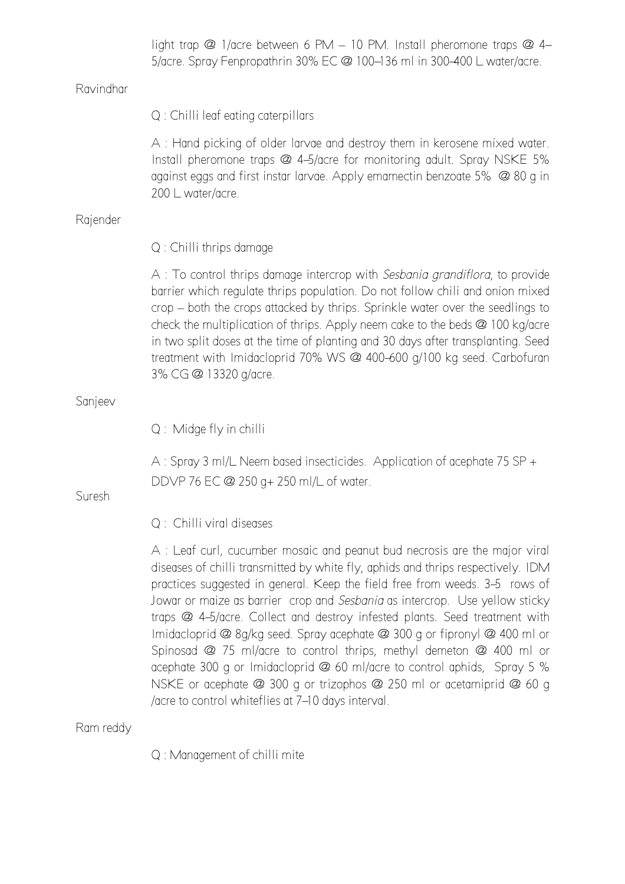light trap @ 1/acre between 6 PM – 10 PM. Install pheromone traps @ 4–5/acre. Spray Fenpropathrin 30% EC @ 100–136 ml in 300–400 L water/acre.

Ravindhar

Q : Chilli leaf eating caterpillars

A : Hand picking of older larvae and destroy them in kerosene mixed water. Install pheromone traps @ 4–5/acre for monitoring adult. Spray NSKE 5% against eggs and first instar larvae. Apply emamectin benzoate 5% @ 80 g in 200 L water/acre.

Rajender

Q : Chilli thrips damage

A : To control thrips damage intercrop with *Sesbania grandiflora*, to provide barrier which regulate thrips population. Do not follow chili and onion mixed crop – both the crops attacked by thrips. Sprinkle water over the seedlings to check the multiplication of thrips. Apply neem cake to the beds @ 100 kg/acre in two split doses at the time of planting and 30 days after transplanting. Seed treatment with Imidacloprid 70% WS @ 400–600 g/100 kg seed. Carbofuran 3% CG @ 13320 g/acre.

Sanjeev

Q : Midge fly in chilli

A : Spray 3 ml/L Neem based insecticides. Application of acephate 75 SP + DDVP 76 EC @ 250 g+ 250 ml/L of water.

Suresh

Q : Chilli viral diseases

A : Leaf curl, cucumber mosaic and peanut bud necrosis are the major viral diseases of chilli transmitted by white fly, aphids and thrips respectively. IDM practices suggested in general. Keep the field free from weeds. 3–5 rows of Jowar or maize as barrier crop and *Sesbania* as intercrop. Use yellow sticky traps @ 4–5/acre. Collect and destroy infested plants. Seed treatment with Imidacloprid @ 8g/kg seed. Spray acephate @ 300 g or fipronyl @ 400 ml or Spinosad @ 75 ml/acre to control thrips, methyl demeton @ 400 ml or acephate 300 g or Imidacloprid @ 60 ml/acre to control aphids, Spray 5 % NSKE or acephate @ 300 g or trizophos @ 250 ml or acetamiprid @ 60 g /acre to control whiteflies at 7–10 days interval.

Ram reddy

Q : Management of chilli mite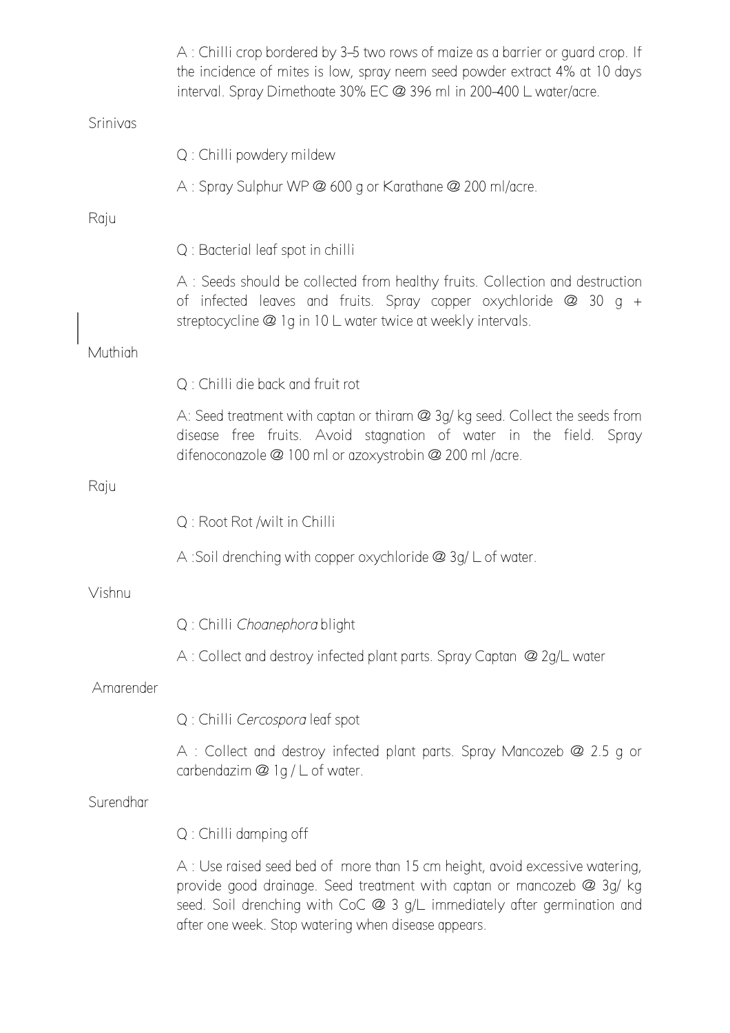A : Chilli crop bordered by 3–5 two rows of maize as a barrier or guard crop. If the incidence of mites is low, spray neem seed powder extract 4% at 10 days interval. Spray Dimethoate 30% EC @ 396 ml in 200–400 L water/acre.

Srinivas

Q : Chilli powdery mildew

A : Spray Sulphur WP @ 600 g or Karathane @ 200 ml/acre.

Raju

Q : Bacterial leaf spot in chilli

A : Seeds should be collected from healthy fruits. Collection and destruction of infected leaves and fruits. Spray copper oxychloride @ 30 g + streptocycline @ 1g in 10 L water twice at weekly intervals.

Muthiah

Q : Chilli die back and fruit rot

A: Seed treatment with captan or thiram @ 3g/ kg seed. Collect the seeds from disease free fruits. Avoid stagnation of water in the field. Spray difenoconazole @ 100 ml or azoxystrobin @ 200 ml /acre.

Raju

Q : Root Rot /wilt in Chilli

A :Soil drenching with copper oxychloride @ 3g/ L of water.

Vishnu

Q : Chilli *Choanephora* blight

A : Collect and destroy infected plant parts. Spray Captan @ 2g/L water

Amarender

Q : Chilli *Cercospora* leaf spot

A : Collect and destroy infected plant parts. Spray Mancozeb @ 2.5 g or carbendazim @ 1g / L of water.

Surendhar

Q : Chilli damping off

A : Use raised seed bed of more than 15 cm height, avoid excessive watering, provide good drainage. Seed treatment with captan or mancozeb @ 3g/ kg seed. Soil drenching with CoC @ 3 g/L immediately after germination and after one week. Stop watering when disease appears.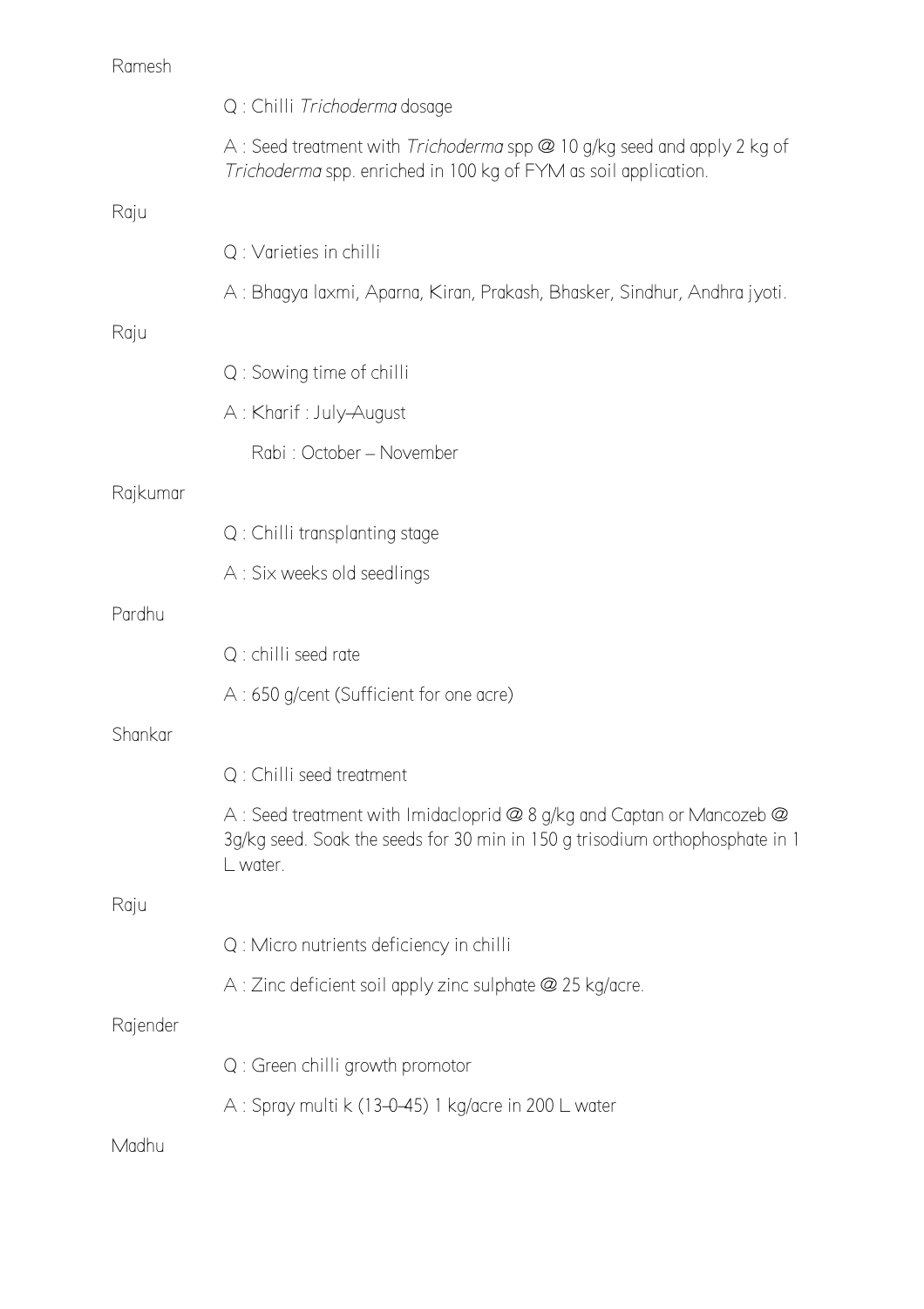Ramesh

Q : Chilli *Trichoderma* dosage

A : Seed treatment with *Trichoderma* spp @ 10 g/kg seed and apply 2 kg of *Trichoderma* spp. enriched in 100 kg of FYM as soil application.

Raju

Q : Varieties in chilli

A : Bhagya laxmi, Aparna, Kiran, Prakash, Bhasker, Sindhur, Andhra jyoti.

Raju

Q : Sowing time of chilli

A : Kharif : July–August

Rabi : October – November

Rajkumar

Q : Chilli transplanting stage

A : Six weeks old seedlings

Pardhu

Q : chilli seed rate

A : 650 g/cent (Sufficient for one acre)

Shankar

Q : Chilli seed treatment

A : Seed treatment with Imidacloprid @ 8 g/kg and Captan or Mancozeb @ 3g/kg seed. Soak the seeds for 30 min in 150 g trisodium orthophosphate in 1 L water.

Raju

Q : Micro nutrients deficiency in chilli

A : Zinc deficient soil apply zinc sulphate @ 25 kg/acre.

Rajender

Q : Green chilli growth promotor

A : Spray multi k (13–0–45) 1 kg/acre in 200 L water

Madhu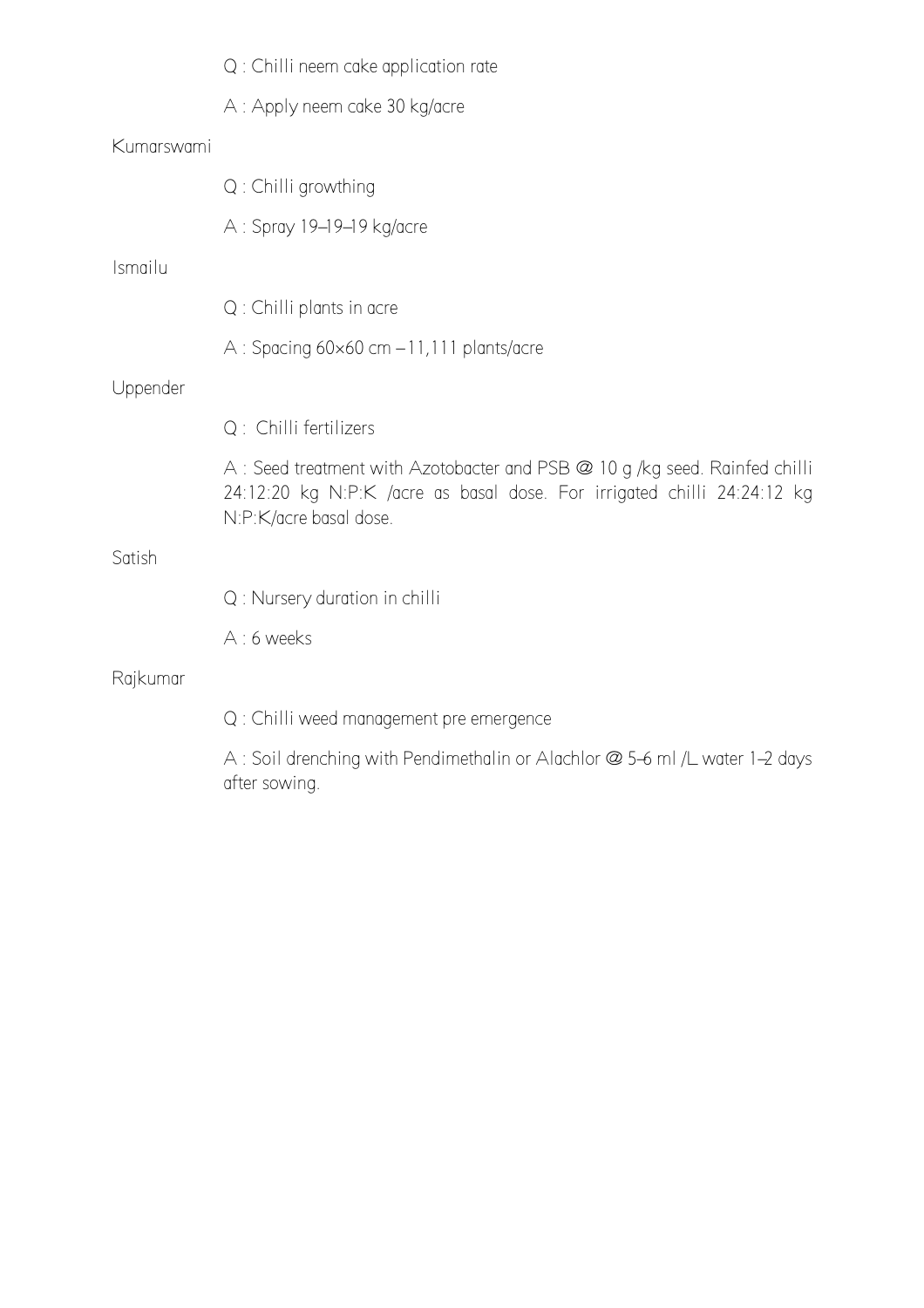Q : Chilli neem cake application rate

A : Apply neem cake 30 kg/acre

Kumarswami

Q : Chilli growthing

A : Spray 19–19–19 kg/acre

Ismailu

Q : Chilli plants in acre

A : Spacing 60×60 cm – 11,111 plants/acre

Uppender

Q : Chilli fertilizers

A : Seed treatment with Azotobacter and PSB @ 10 g /kg seed. Rainfed chilli 24:12:20 kg N:P:K /acre as basal dose. For irrigated chilli 24:24:12 kg N:P:K/acre basal dose.

Satish

Q : Nursery duration in chilli

A : 6 weeks

Rajkumar

Q : Chilli weed management pre emergence

A : Soil drenching with Pendimethalin or Alachlor @ 5–6 ml /L water 1–2 days after sowing.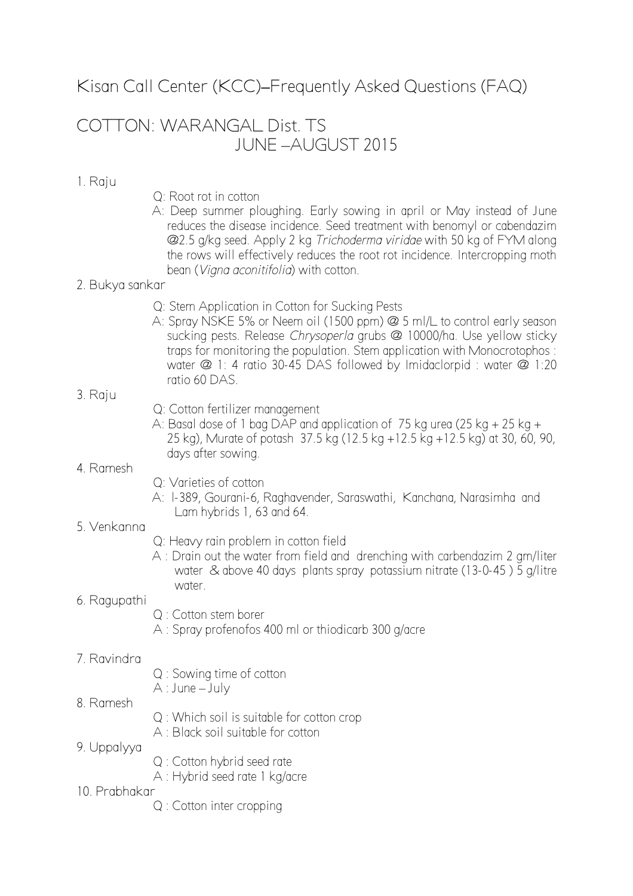# Kisan Call Center (KCC)–Frequently Asked Questions (FAQ)

## COTTON: WARANGAL Dist. TS
## JUNE –AUGUST 2015

1. Raju

   Q: Root rot in cotton

   A: Deep summer ploughing. Early sowing in april or May instead of June reduces the disease incidence. Seed treatment with benomyl or cabendazim @2.5 g/kg seed. Apply 2 kg *Trichoderma viridae* with 50 kg of FYM along the rows will effectively reduces the root rot incidence. Intercropping moth bean (*Vigna aconitifolia*) with cotton.

2. Bukya sankar

   Q: Stem Application in Cotton for Sucking Pests

   A: Spray NSKE 5% or Neem oil (1500 ppm) @ 5 ml/L to control early season sucking pests. Release *Chrysoperla* grubs @ 10000/ha. Use yellow sticky traps for monitoring the population. Stem application with Monocrotophos : water @ 1: 4 ratio 30-45 DAS followed by Imidaclorpid : water @ 1:20 ratio 60 DAS.

3. Raju

   Q: Cotton fertilizer management

   A: Basal dose of 1 bag DAP and application of 75 kg urea (25 kg + 25 kg + 25 kg), Murate of potash 37.5 kg (12.5 kg +12.5 kg +12.5 kg) at 30, 60, 90, days after sowing.

4. Ramesh

   Q: Varieties of cotton

   A: I-389, Gourani-6, Raghavender, Saraswathi, Kanchana, Narasimha and Lam hybrids 1, 63 and 64.

5. Venkanna

   Q: Heavy rain problem in cotton field

   A : Drain out the water from field and drenching with carbendazim 2 gm/liter water & above 40 days plants spray potassium nitrate (13-0-45 ) 5 g/litre water.

6. Ragupathi

   Q : Cotton stem borer

   A : Spray profenofos 400 ml or thiodicarb 300 g/acre

7. Ravindra

   Q : Sowing time of cotton

   A : June – July

8. Ramesh

   Q : Which soil is suitable for cotton crop

   A : Black soil suitable for cotton

9. Uppalyya

   Q : Cotton hybrid seed rate

   A : Hybrid seed rate 1 kg/acre

10. Prabhakar

    Q : Cotton inter cropping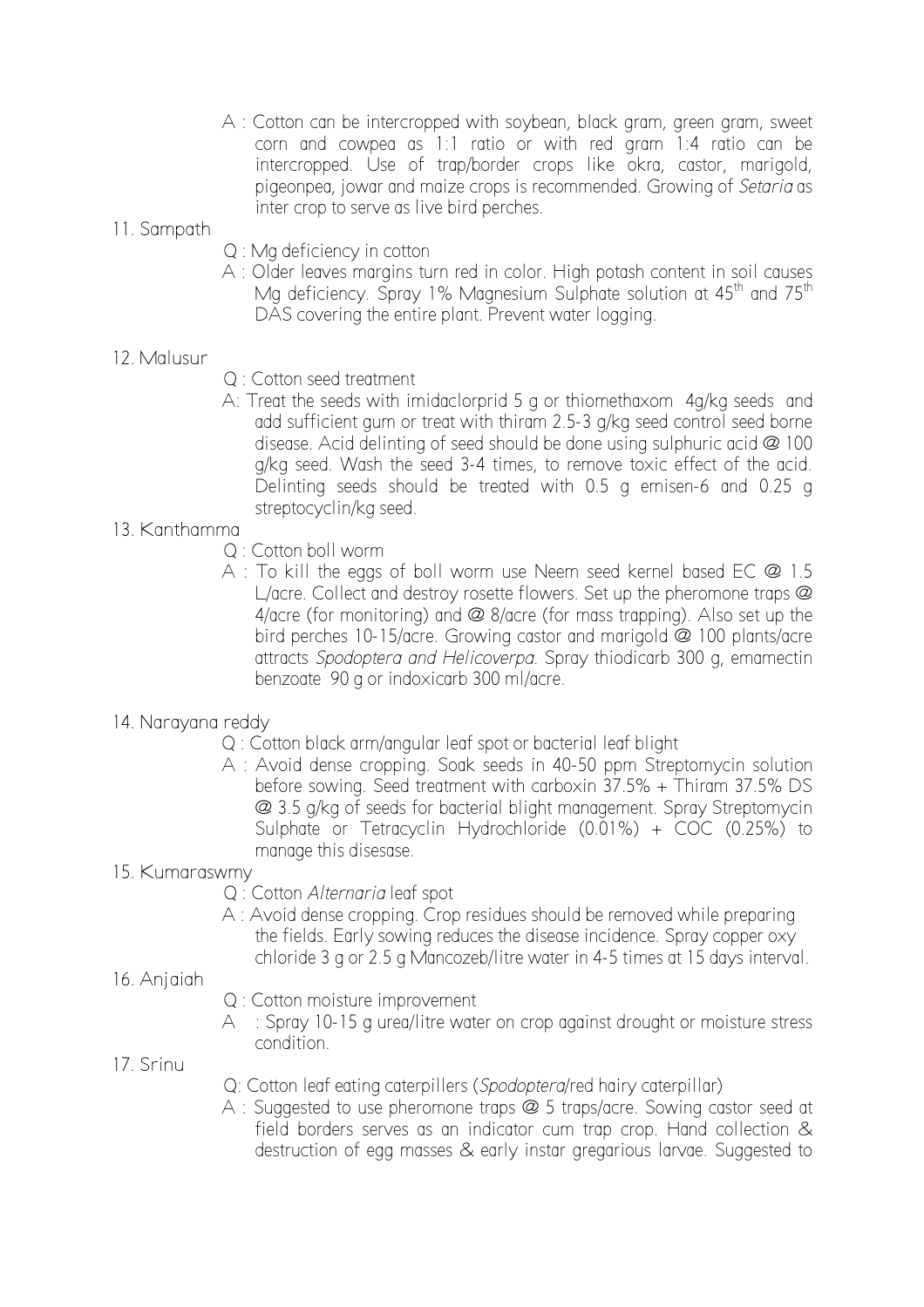A : Cotton can be intercropped with soybean, black gram, green gram, sweet corn and cowpea as 1:1 ratio or with red gram 1:4 ratio can be intercropped. Use of trap/border crops like okra, castor, marigold, pigeonpea, jowar and maize crops is recommended. Growing of *Setaria* as inter crop to serve as live bird perches.

11. Sampath

Q : Mg deficiency in cotton

A : Older leaves margins turn red in color. High potash content in soil causes Mg deficiency. Spray 1% Magnesium Sulphate solution at 45$^{th}$ and 75$^{th}$ DAS covering the entire plant. Prevent water logging.

12. Malusur

Q : Cotton seed treatment

A: Treat the seeds with imidaclorpid 5 g or thiomethaxom 4g/kg seeds and add sufficient gum or treat with thiram 2.5-3 g/kg seed control seed borne disease. Acid delinting of seed should be done using sulphuric acid @ 100 g/kg seed. Wash the seed 3-4 times, to remove toxic effect of the acid. Delinting seeds should be treated with 0.5 g emisen-6 and 0.25 g streptocyclin/kg seed.

13. Kanthamma

Q : Cotton boll worm

A : To kill the eggs of boll worm use Neem seed kernel based EC @ 1.5 L/acre. Collect and destroy rosette flowers. Set up the pheromone traps @ 4/acre (for monitoring) and @ 8/acre (for mass trapping). Also set up the bird perches 10-15/acre. Growing castor and marigold @ 100 plants/acre attracts *Spodoptera and Helicoverpa.* Spray thiodicarb 300 g, emamectin benzoate 90 g or indoxicarb 300 ml/acre.

14. Narayana reddy

Q : Cotton black arm/angular leaf spot or bacterial leaf blight

A : Avoid dense cropping. Soak seeds in 40-50 ppm Streptomycin solution before sowing. Seed treatment with carboxin 37.5% + Thiram 37.5% DS @ 3.5 g/kg of seeds for bacterial blight management. Spray Streptomycin Sulphate or Tetracyclin Hydrochloride (0.01%) + COC (0.25%) to manage this disesase.

15. Kumaraswmy

Q : Cotton *Alternaria* leaf spot

A : Avoid dense cropping. Crop residues should be removed while preparing the fields. Early sowing reduces the disease incidence. Spray copper oxy chloride 3 g or 2.5 g Mancozeb/litre water in 4-5 times at 15 days interval.

16. Anjaiah

Q : Cotton moisture improvement

A : Spray 10-15 g urea/litre water on crop against drought or moisture stress condition.

17. Srinu

Q: Cotton leaf eating caterpillers (*Spodoptera*/red hairy caterpillar)

A : Suggested to use pheromone traps @ 5 traps/acre. Sowing castor seed at field borders serves as an indicator cum trap crop. Hand collection & destruction of egg masses & early instar gregarious larvae. Suggested to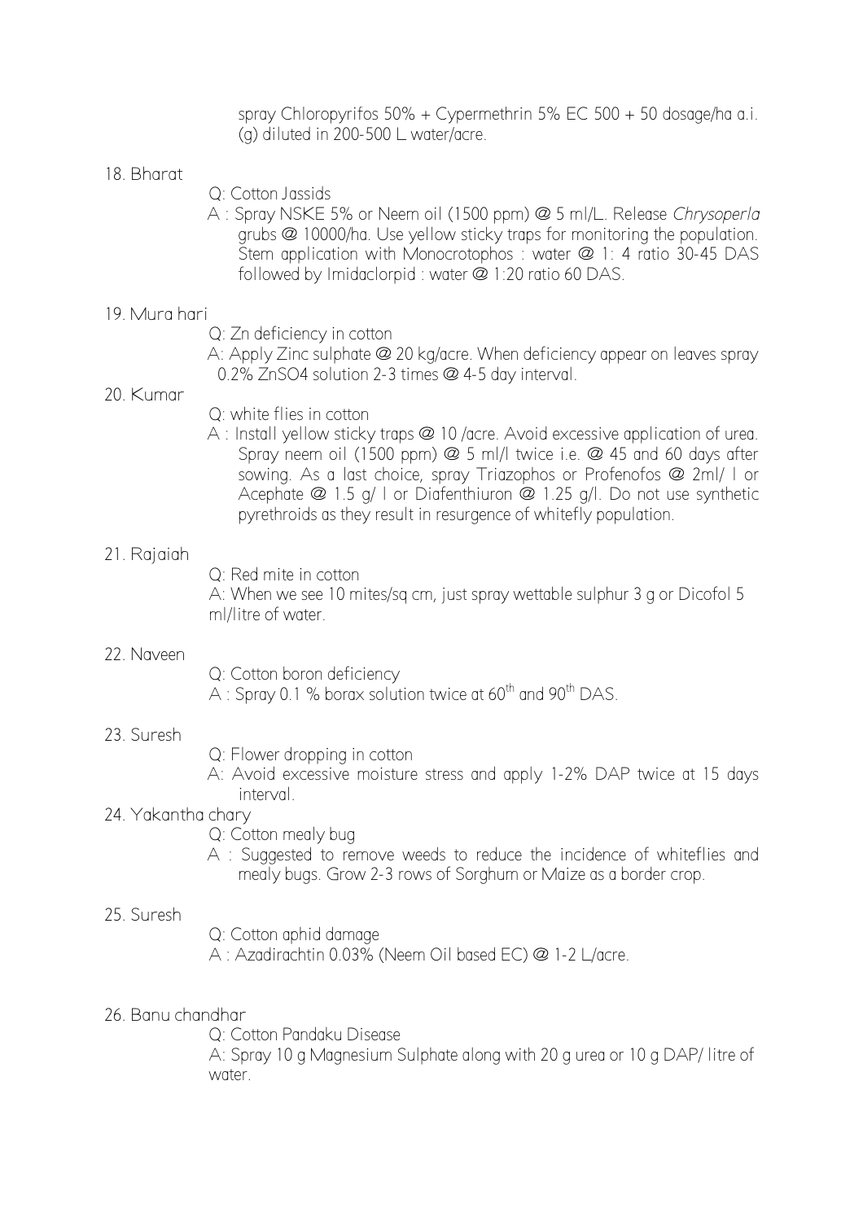spray Chloropyrifos 50% + Cypermethrin 5% EC 500 + 50 dosage/ha a.i. (g) diluted in 200-500 L water/acre.

18. Bharat

    Q: Cotton Jassids

    A : Spray NSKE 5% or Neem oil (1500 ppm) @ 5 ml/L. Release *Chrysoperla* grubs @ 10000/ha. Use yellow sticky traps for monitoring the population. Stem application with Monocrotophos : water @ 1: 4 ratio 30-45 DAS followed by Imidaclorpid : water @ 1:20 ratio 60 DAS.

19. Mura hari

    Q: Zn deficiency in cotton

    A: Apply Zinc sulphate @ 20 kg/acre. When deficiency appear on leaves spray 0.2% $ZnSO_4$ solution 2-3 times @ 4-5 day interval.

20. Kumar

    Q: white flies in cotton

    A : Install yellow sticky traps @ 10 /acre. Avoid excessive application of urea. Spray neem oil (1500 ppm) @ 5 ml/l twice i.e. @ 45 and 60 days after sowing. As a last choice, spray Triazophos or Profenofos @ 2ml/ l or Acephate @ 1.5 g/ l or Diafenthiuron @ 1.25 g/l. Do not use synthetic pyrethroids as they result in resurgence of whitefly population.

21. Rajaiah

    Q: Red mite in cotton

    A: When we see 10 mites/sq cm, just spray wettable sulphur 3 g or Dicofol 5 ml/litre of water.

22. Naveen

    Q: Cotton boron deficiency

    A : Spray 0.1 % borax solution twice at $60^{th}$ and $90^{th}$ DAS.

23. Suresh

    Q: Flower dropping in cotton

    A: Avoid excessive moisture stress and apply 1-2% DAP twice at 15 days interval.

24. Yakantha chary

    Q: Cotton mealy bug

    A : Suggested to remove weeds to reduce the incidence of whiteflies and mealy bugs. Grow 2-3 rows of Sorghum or Maize as a border crop.

25. Suresh

    Q: Cotton aphid damage

    A : Azadirachtin 0.03% (Neem Oil based EC) @ 1-2 L/acre.

26. Banu chandhar

    Q: Cotton Pandaku Disease

    A: Spray 10 g Magnesium Sulphate along with 20 g urea or 10 g DAP/ litre of water.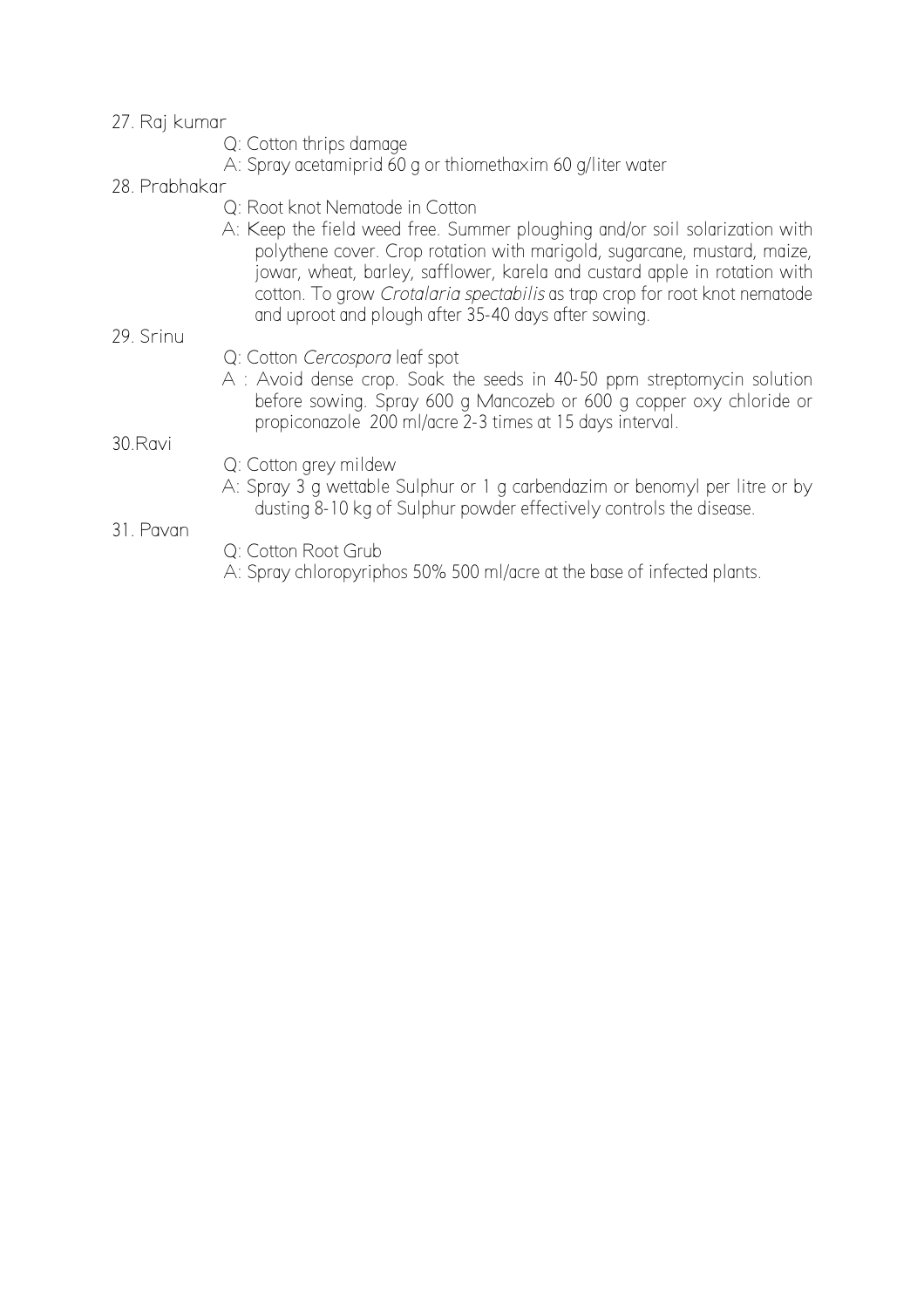27. Raj kumar

    Q: Cotton thrips damage

    A: Spray acetamiprid 60 g or thiomethaxim 60 g/liter water

28. Prabhakar

    Q: Root knot Nematode in Cotton

    A: Keep the field weed free. Summer ploughing and/or soil solarization with polythene cover. Crop rotation with marigold, sugarcane, mustard, maize, jowar, wheat, barley, safflower, karela and custard apple in rotation with cotton. To grow *Crotalaria spectabilis* as trap crop for root knot nematode and uproot and plough after 35-40 days after sowing.

29. Srinu

    Q: Cotton *Cercospora* leaf spot

    A : Avoid dense crop. Soak the seeds in 40-50 ppm streptomycin solution before sowing. Spray 600 g Mancozeb or 600 g copper oxy chloride or propiconazole 200 ml/acre 2-3 times at 15 days interval.

30. Ravi

    Q: Cotton grey mildew

    A: Spray 3 g wettable Sulphur or 1 g carbendazim or benomyl per litre or by dusting 8-10 kg of Sulphur powder effectively controls the disease.

31. Pavan

    Q: Cotton Root Grub

    A: Spray chloropyriphos 50% 500 ml/acre at the base of infected plants.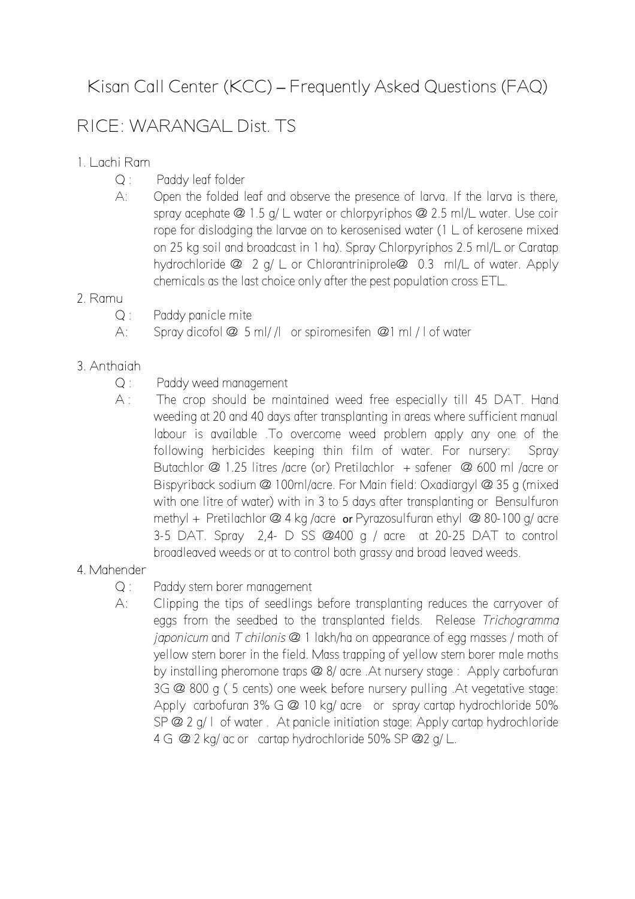# Kisan Call Center (KCC) – Frequently Asked Questions (FAQ)

## RICE: WARANGAL Dist. TS

1. Lachi Ram

   Q : Paddy leaf folder

   A: Open the folded leaf and observe the presence of larva. If the larva is there, spray acephate @ 1.5 g/ L water or chlorpyriphos @ 2.5 ml/L water. Use coir rope for dislodging the larvae on to kerosenised water (1 L of kerosene mixed on 25 kg soil and broadcast in 1 ha). Spray Chlorpyriphos 2.5 ml/L or Caratap hydrochloride @ 2 g/ L or Chlorantriniprole@ 0.3 ml/L of water. Apply chemicals as the last choice only after the pest population cross ETL.

2. Ramu

   Q : Paddy panicle mite

   A: Spray dicofol @ 5 ml/ /l or spiromesifen @1 ml / l of water

3. Anthaiah

   Q : Paddy weed management

   A : The crop should be maintained weed free especially till 45 DAT. Hand weeding at 20 and 40 days after transplanting in areas where sufficient manual labour is available .To overcome weed problem apply any one of the following herbicides keeping thin film of water. For nursery: Spray Butachlor @ 1.25 litres /acre (or) Pretilachlor + safener @ 600 ml /acre or Bispyriback sodium @ 100ml/acre. For Main field: Oxadiargyl @ 35 g (mixed with one litre of water) with in 3 to 5 days after transplanting or Bensulfuron methyl + Pretilachlor @ 4 kg /acre or Pyrazosulfuran ethyl @ 80-100 g/ acre 3-5 DAT. Spray 2,4- D SS @400 g / acre at 20-25 DAT to control broadleaved weeds or at to control both grassy and broad leaved weeds.

4. Mahender

   Q : Paddy stem borer management

   A: Clipping the tips of seedlings before transplanting reduces the carryover of eggs from the seedbed to the transplanted fields. Release *Trichogramma japonicum* and *T chilonis* @ 1 lakh/ha on appearance of egg masses / moth of yellow stem borer in the field. Mass trapping of yellow stem borer male moths by installing pheromone traps @ 8/ acre .At nursery stage : Apply carbofuran 3G @ 800 g ( 5 cents) one week before nursery pulling .At vegetative stage: Apply carbofuran 3% G @ 10 kg/ acre or spray cartap hydrochloride 50% SP @ 2 g/ l of water . At panicle initiation stage: Apply cartap hydrochloride 4 G @ 2 kg/ ac or cartap hydrochloride 50% SP @2 g/ L.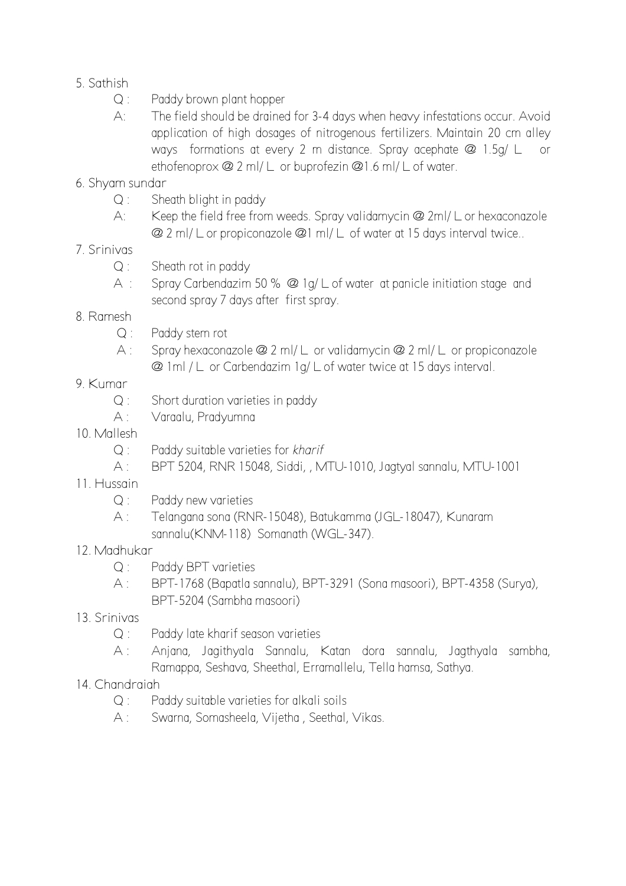5. Sathish
    - Q : Paddy brown plant hopper
    - A: The field should be drained for 3-4 days when heavy infestations occur. Avoid application of high dosages of nitrogenous fertilizers. Maintain 20 cm alley ways formations at every 2 m distance. Spray acephate @ 1.5g/ L or ethofenoprox @ 2 ml/ L or buprofezin @1.6 ml/ L of water.
6. Shyam sundar
    - Q : Sheath blight in paddy
    - A: Keep the field free from weeds. Spray validamycin @ 2ml/ L or hexaconazole @ 2 ml/ L or propiconazole @1 ml/ L of water at 15 days interval twice..
7. Srinivas
    - Q : Sheath rot in paddy
    - A : Spray Carbendazim 50 % @ 1g/ L of water at panicle initiation stage and second spray 7 days after first spray.
8. Ramesh
    - Q : Paddy stem rot
    - A : Spray hexaconazole @ 2 ml/ L or validamycin @ 2 ml/ L or propiconazole @ 1ml / L or Carbendazim 1g/ L of water twice at 15 days interval.
9. Kumar
    - Q : Short duration varieties in paddy
    - A : Varaalu, Pradyumna
10. Mallesh
    - Q : Paddy suitable varieties for *kharif*
    - A : BPT 5204, RNR 15048, Siddi, , MTU-1010, Jagtyal sannalu, MTU-1001
11. Hussain
    - Q : Paddy new varieties
    - A : Telangana sona (RNR-15048), Batukamma (JGL-18047), Kunaram sannalu(KNM-118) Somanath (WGL-347).
12. Madhukar
    - Q : Paddy BPT varieties
    - A : BPT-1768 (Bapatla sannalu), BPT-3291 (Sona masoori), BPT-4358 (Surya), BPT-5204 (Sambha masoori)
13. Srinivas
    - Q : Paddy late kharif season varieties
    - A : Anjana, Jagithyala Sannalu, Katan dora sannalu, Jagthyala sambha, Ramappa, Seshava, Sheethal, Erramallelu, Tella hamsa, Sathya.
14. Chandraiah
    - Q : Paddy suitable varieties for alkali soils
    - A : Swarna, Somasheela, Vijetha , Seethal, Vikas.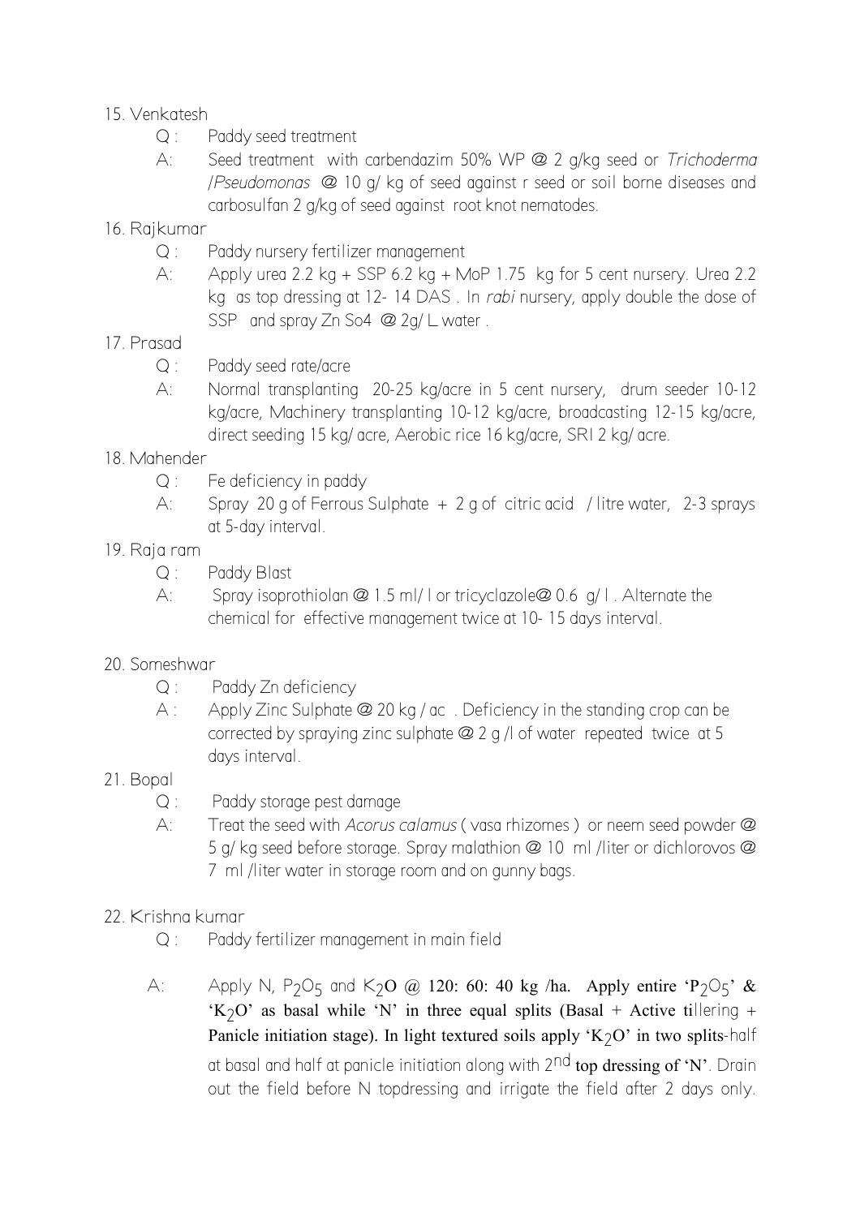15. Venkatesh
    - Q : Paddy seed treatment
    - A: Seed treatment with carbendazim 50% WP @ 2 g/kg seed or *Trichoderma* /*Pseudomonas* @ 10 g/ kg of seed against r seed or soil borne diseases and carbosulfan 2 g/kg of seed against root knot nematodes.
16. Rajkumar
    - Q : Paddy nursery fertilizer management
    - A: Apply urea 2.2 kg + SSP 6.2 kg + MoP 1.75 kg for 5 cent nursery. Urea 2.2 kg as top dressing at 12- 14 DAS . In *rabi* nursery, apply double the dose of SSP and spray Zn So4 @ 2g/ L water .
17. Prasad
    - Q : Paddy seed rate/acre
    - A: Normal transplanting 20-25 kg/acre in 5 cent nursery, drum seeder 10-12 kg/acre, Machinery transplanting 10-12 kg/acre, broadcasting 12-15 kg/acre, direct seeding 15 kg/ acre, Aerobic rice 16 kg/acre, SRI 2 kg/ acre.
18. Mahender
    - Q : Fe deficiency in paddy
    - A: Spray 20 g of Ferrous Sulphate + 2 g of citric acid / litre water, 2-3 sprays at 5-day interval.
19. Raja ram
    - Q : Paddy Blast
    - A: Spray isoprothiolan @ 1.5 ml/ l or tricyclazole@ 0.6 g/ l . Alternate the chemical for effective management twice at 10- 15 days interval.
20. Someshwar
    - Q : Paddy Zn deficiency
    - A : Apply Zinc Sulphate @ 20 kg / ac . Deficiency in the standing crop can be corrected by spraying zinc sulphate @ 2 g /l of water repeated twice at 5 days interval.
21. Bopal
    - Q : Paddy storage pest damage
    - A: Treat the seed with *Acorus calamus* ( vasa rhizomes ) or neem seed powder @ 5 g/ kg seed before storage. Spray malathion @ 10 ml /liter or dichlorovos @ 7 ml /liter water in storage room and on gunny bags.
22. Krishna kumar
    - Q : Paddy fertilizer management in main field
    - A: Apply N, $P_2O_5$ and $K_2O$ @ 120: 60: 40 kg /ha. Apply entire '$P_2O_5$' & '$K_2O$' as basal while 'N' in three equal splits (Basal + Active tillering + Panicle initiation stage). In light textured soils apply '$K_2O$' in two splits-half at basal and half at panicle initiation along with 2nd top dressing of 'N'. Drain out the field before N topdressing and irrigate the field after 2 days only.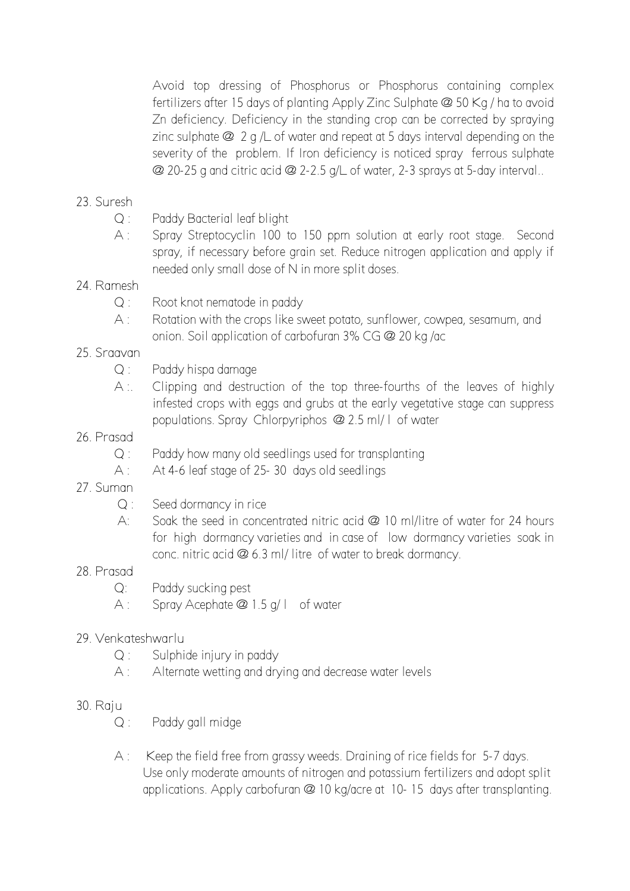Avoid top dressing of Phosphorus or Phosphorus containing complex fertilizers after 15 days of planting Apply Zinc Sulphate @ 50 Kg / ha to avoid Zn deficiency. Deficiency in the standing crop can be corrected by spraying zinc sulphate @ 2 g /L of water and repeat at 5 days interval depending on the severity of the problem. If Iron deficiency is noticed spray ferrous sulphate @ 20-25 g and citric acid @ 2-2.5 g/L of water, 2-3 sprays at 5-day interval..

23. Suresh

    Q : Paddy Bacterial leaf blight

    A : Spray Streptocyclin 100 to 150 ppm solution at early root stage. Second spray, if necessary before grain set. Reduce nitrogen application and apply if needed only small dose of N in more split doses.

24. Ramesh

    Q : Root knot nematode in paddy

    A : Rotation with the crops like sweet potato, sunflower, cowpea, sesamum, and onion. Soil application of carbofuran 3% CG @ 20 kg /ac

25. Sraavan

    Q : Paddy hispa damage

    A :. Clipping and destruction of the top three-fourths of the leaves of highly infested crops with eggs and grubs at the early vegetative stage can suppress populations. Spray Chlorpyriphos @ 2.5 ml/ l of water

26. Prasad

    Q : Paddy how many old seedlings used for transplanting

    A : At 4-6 leaf stage of 25- 30 days old seedlings

27. Suman

    Q : Seed dormancy in rice

    A: Soak the seed in concentrated nitric acid @ 10 ml/litre of water for 24 hours for high dormancy varieties and in case of low dormancy varieties soak in conc. nitric acid @ 6.3 ml/ litre of water to break dormancy.

28. Prasad

    Q: Paddy sucking pest

    A : Spray Acephate @ 1.5 g/ l of water

29. Venkateshwarlu

    Q : Sulphide injury in paddy

    A : Alternate wetting and drying and decrease water levels

30. Raju

    Q : Paddy gall midge

    A : Keep the field free from grassy weeds. Draining of rice fields for 5-7 days. Use only moderate amounts of nitrogen and potassium fertilizers and adopt split applications. Apply carbofuran @ 10 kg/acre at 10- 15 days after transplanting.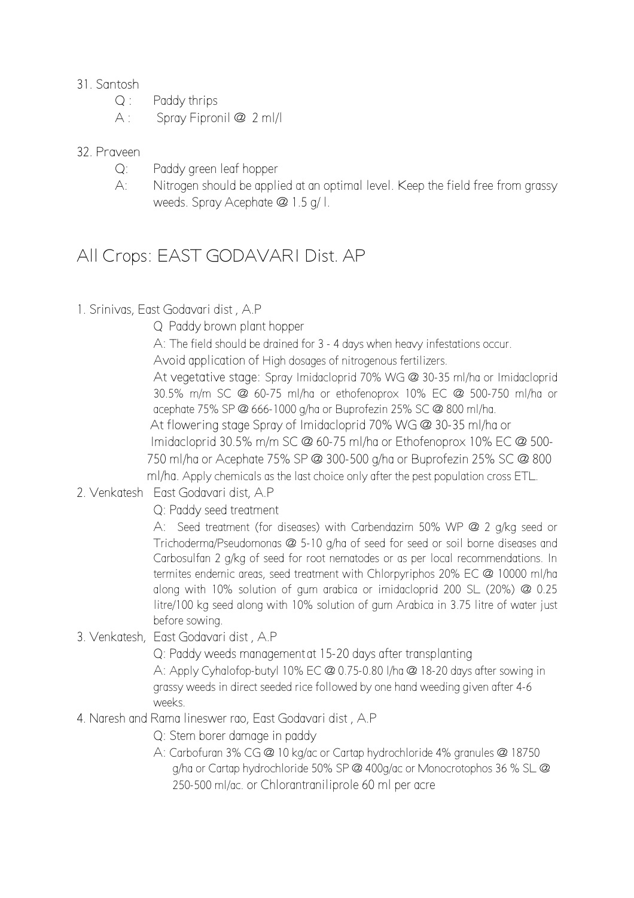31. Santosh

    Q : Paddy thrips

    A : Spray Fipronil @ 2 ml/l

32. Praveen

    Q: Paddy green leaf hopper

    A: Nitrogen should be applied at an optimal level. Keep the field free from grassy weeds. Spray Acephate @ 1.5 g/ l.

## All Crops: EAST GODAVARI Dist. AP

1. Srinivas, East Godavari dist , A.P

   Q Paddy brown plant hopper

   A: The field should be drained for 3 - 4 days when heavy infestations occur.

   Avoid application of High dosages of nitrogenous fertilizers.

   At vegetative stage: Spray Imidacloprid 70% WG @ 30-35 ml/ha or Imidacloprid 30.5% m/m SC @ 60-75 ml/ha or ethofenoprox 10% EC @ 500-750 ml/ha or acephate 75% SP @ 666-1000 g/ha or Buprofezin 25% SC @ 800 ml/ha.

   At flowering stage Spray of Imidacloprid 70% WG @ 30-35 ml/ha or Imidacloprid 30.5% m/m SC @ 60-75 ml/ha or Ethofenoprox 10% EC @ 500-750 ml/ha or Acephate 75% SP @ 300-500 g/ha or Buprofezin 25% SC @ 800 ml/ha. Apply chemicals as the last choice only after the pest population cross ETL.

2. Venkatesh East Godavari dist, A.P

   Q: Paddy seed treatment

   A: Seed treatment (for diseases) with Carbendazim 50% WP @ 2 g/kg seed or Trichoderma/Pseudomonas @ 5-10 g/ha of seed for seed or soil borne diseases and Carbosulfan 2 g/kg of seed for root nematodes or as per local recommendations. In termites endemic areas, seed treatment with Chlorpyriphos 20% EC @ 10000 ml/ha along with 10% solution of gum arabica or imidacloprid 200 SL (20%) @ 0.25 litre/100 kg seed along with 10% solution of gum Arabica in 3.75 litre of water just before sowing.

3. Venkatesh, East Godavari dist , A.P

   Q: Paddy weeds management at 15-20 days after transplanting

   A: Apply Cyhalofop-butyl 10% EC @ 0.75-0.80 l/ha @ 18-20 days after sowing in grassy weeds in direct seeded rice followed by one hand weeding given after 4-6 weeks.

4. Naresh and Rama lineswer rao, East Godavari dist , A.P

   Q: Stem borer damage in paddy

   A: Carbofuran 3% CG @ 10 kg/ac or Cartap hydrochloride 4% granules @ 18750 g/ha or Cartap hydrochloride 50% SP @ 400g/ac or Monocrotophos 36 % SL @ 250-500 ml/ac. or Chlorantraniliprole 60 ml per acre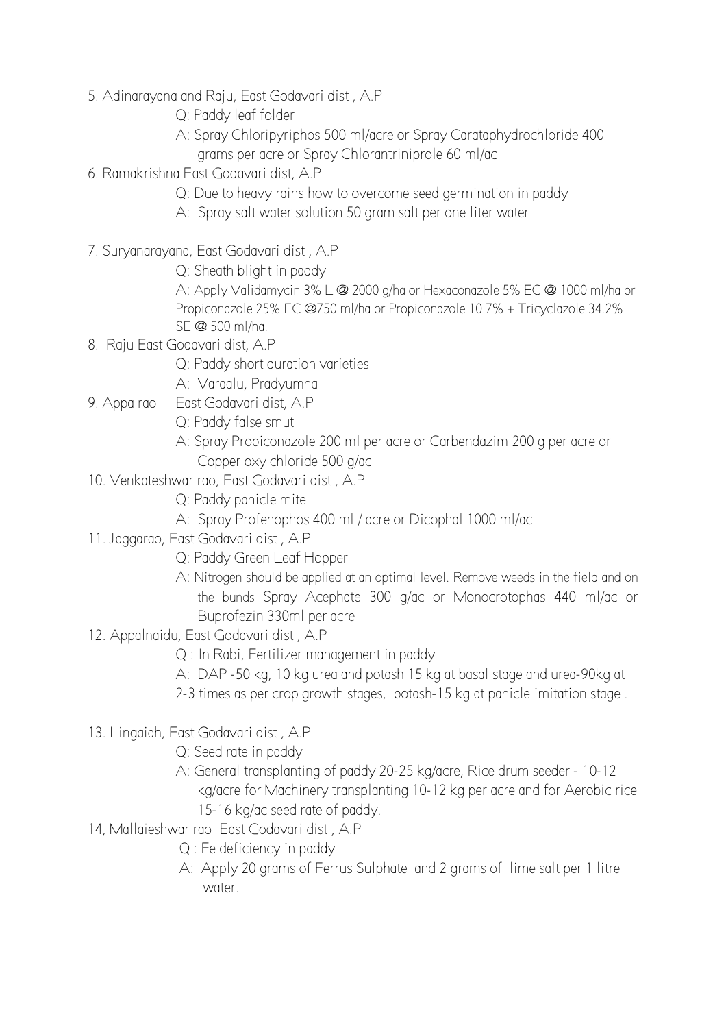5. Adinarayana and Raju, East Godavari dist , A.P
    - Q: Paddy leaf folder
    - A: Spray Chloripyriphos 500 ml/acre or Spray Carataphydrochloride 400 grams per acre or Spray Chlorantriniprole 60 ml/ac
6. Ramakrishna East Godavari dist, A.P
    - Q: Due to heavy rains how to overcome seed germination in paddy
    - A: Spray salt water solution 50 gram salt per one liter water
7. Suryanarayana, East Godavari dist , A.P
    - Q: Sheath blight in paddy
    - A: Apply Validamycin 3% L @ 2000 g/ha or Hexaconazole 5% EC @ 1000 ml/ha or Propiconazole 25% EC @750 ml/ha or Propiconazole 10.7% + Tricyclazole 34.2% SE @ 500 ml/ha.
8. Raju East Godavari dist, A.P
    - Q: Paddy short duration varieties
    - A: Varaalu, Pradyumna
9. Appa rao East Godavari dist, A.P
    - Q: Paddy false smut
    - A: Spray Propiconazole 200 ml per acre or Carbendazim 200 g per acre or Copper oxy chloride 500 g/ac
10. Venkateshwar rao, East Godavari dist , A.P
    - Q: Paddy panicle mite
    - A: Spray Profenophos 400 ml / acre or Dicophal 1000 ml/ac
11. Jaggarao, East Godavari dist , A.P
    - Q: Paddy Green Leaf Hopper
    - A: Nitrogen should be applied at an optimal level. Remove weeds in the field and on the bunds Spray Acephate 300 g/ac or Monocrotophas 440 ml/ac or Buprofezin 330ml per acre
12. Appalnaidu, East Godavari dist , A.P
    - Q : In Rabi, Fertilizer management in paddy
    - A: DAP -50 kg, 10 kg urea and potash 15 kg at basal stage and urea-90kg at 2-3 times as per crop growth stages, potash-15 kg at panicle imitation stage .
13. Lingaiah, East Godavari dist , A.P
    - Q: Seed rate in paddy
    - A: General transplanting of paddy 20-25 kg/acre, Rice drum seeder - 10-12 kg/acre for Machinery transplanting 10-12 kg per acre and for Aerobic rice 15-16 kg/ac seed rate of paddy.
14, Mallaieshwar rao East Godavari dist , A.P
    - Q : Fe deficiency in paddy
    - A: Apply 20 grams of Ferrus Sulphate and 2 grams of lime salt per 1 litre water.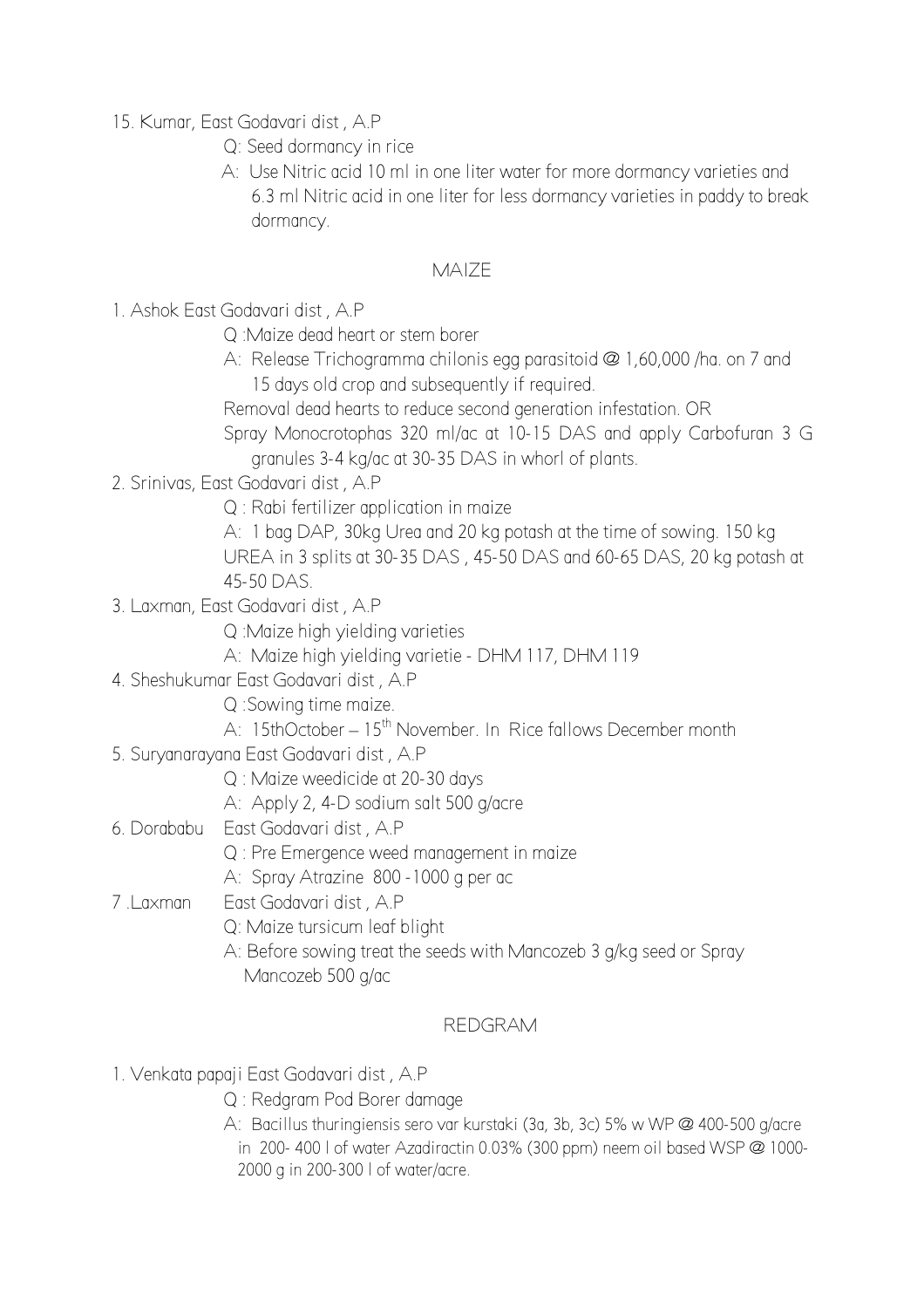15. Kumar, East Godavari dist , A.P

Q: Seed dormancy in rice

A: Use Nitric acid 10 ml in one liter water for more dormancy varieties and 6.3 ml Nitric acid in one liter for less dormancy varieties in paddy to break dormancy.

## MAIZE

1. Ashok East Godavari dist , A.P

   Q :Maize dead heart or stem borer

   A: Release Trichogramma chilonis egg parasitoid @ 1,60,000 /ha. on 7 and 15 days old crop and subsequently if required.

   Removal dead hearts to reduce second generation infestation. OR

   Spray Monocrotophas 320 ml/ac at 10-15 DAS and apply Carbofuran 3 G granules 3-4 kg/ac at 30-35 DAS in whorl of plants.

2. Srinivas, East Godavari dist , A.P

   Q : Rabi fertilizer application in maize

   A: 1 bag DAP, 30kg Urea and 20 kg potash at the time of sowing. 150 kg UREA in 3 splits at 30-35 DAS , 45-50 DAS and 60-65 DAS, 20 kg potash at 45-50 DAS.

3. Laxman, East Godavari dist , A.P

   Q :Maize high yielding varieties

   A: Maize high yielding varietie - DHM 117, DHM 119

4. Sheshukumar East Godavari dist , A.P

   Q :Sowing time maize.

   A: 15thOctober – 15th November. In Rice fallows December month

5. Suryanarayana East Godavari dist , A.P

   Q : Maize weedicide at 20-30 days

   A: Apply 2, 4-D sodium salt 500 g/acre

6. Dorababu East Godavari dist , A.P

   Q : Pre Emergence weed management in maize

   A: Spray Atrazine 800 -1000 g per ac

7. Laxman East Godavari dist , A.P

   Q: Maize tursicum leaf blight

   A: Before sowing treat the seeds with Mancozeb 3 g/kg seed or Spray Mancozeb 500 g/ac

## REDGRAM

1. Venkata papaji East Godavari dist , A.P

   Q : Redgram Pod Borer damage

   A: Bacillus thuringiensis sero var kurstaki (3a, 3b, 3c) 5% w WP @ 400-500 g/acre in 200- 400 l of water Azadiractin 0.03% (300 ppm) neem oil based WSP @ 1000-2000 g in 200-300 l of water/acre.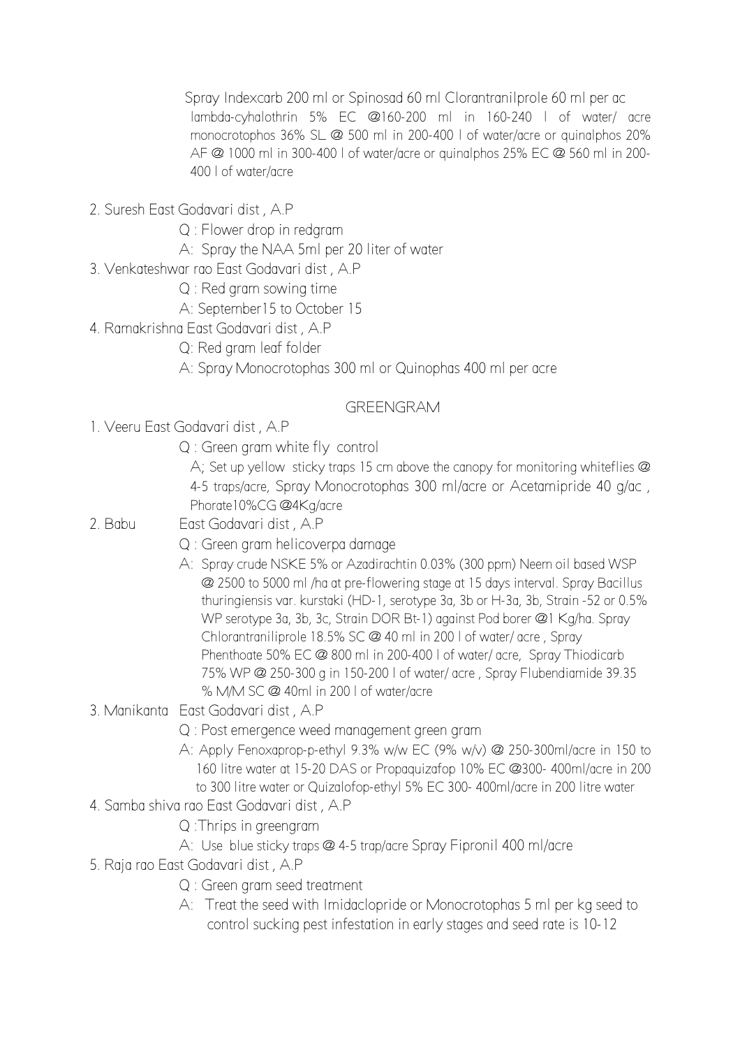Spray Indexcarb 200 ml or Spinosad 60 ml Clorantranilprole 60 ml per ac lambda-cyhalothrin 5% EC @160-200 ml in 160-240 l of water/ acre monocrotophos 36% SL @ 500 ml in 200-400 l of water/acre or quinalphos 20% AF @ 1000 ml in 300-400 l of water/acre or quinalphos 25% EC @ 560 ml in 200-400 l of water/acre

2. Suresh East Godavari dist , A.P
   - Q : Flower drop in redgram
   - A: Spray the NAA 5ml per 20 liter of water
3. Venkateshwar rao East Godavari dist , A.P
   - Q : Red gram sowing time
   - A: September15 to October 15
4. Ramakrishna East Godavari dist , A.P
   - Q: Red gram leaf folder
   - A: Spray Monocrotophas 300 ml or Quinophas 400 ml per acre

## GREENGRAM

1. Veeru East Godavari dist , A.P
   - Q : Green gram white fly control
   - A; Set up yellow sticky traps 15 cm above the canopy for monitoring whiteflies @ 4-5 traps/acre, Spray Monocrotophas 300 ml/acre or Acetamipride 40 g/ac , Phorate10%CG @4Kg/acre
2. Babu East Godavari dist , A.P
   - Q : Green gram helicoverpa damage
   - A: Spray crude NSKE 5% or Azadirachtin 0.03% (300 ppm) Neem oil based WSP @ 2500 to 5000 ml /ha at pre-flowering stage at 15 days interval. Spray Bacillus thuringiensis var. kurstaki (HD-1, serotype 3a, 3b or H-3a, 3b, Strain -52 or 0.5% WP serotype 3a, 3b, 3c, Strain DOR Bt-1) against Pod borer @1 Kg/ha. Spray Chlorantraniliprole 18.5% SC @ 40 ml in 200 l of water/ acre , Spray Phenthoate 50% EC @ 800 ml in 200-400 l of water/ acre, Spray Thiodicarb 75% WP @ 250-300 g in 150-200 l of water/ acre , Spray Flubendiamide 39.35 % M/M SC @ 40ml in 200 l of water/acre
3. Manikanta East Godavari dist , A.P
   - Q : Post emergence weed management green gram
   - A: Apply Fenoxaprop-p-ethyl 9.3% w/w EC (9% w/v) @ 250-300ml/acre in 150 to 160 litre water at 15-20 DAS or Propaquizafop 10% EC @300- 400ml/acre in 200 to 300 litre water or Quizalofop-ethyl 5% EC 300- 400ml/acre in 200 litre water
4. Samba shiva rao East Godavari dist , A.P
   - Q :Thrips in greengram
   - A: Use blue sticky traps @ 4-5 trap/acre Spray Fipronil 400 ml/acre
5. Raja rao East Godavari dist , A.P
   - Q : Green gram seed treatment
   - A: Treat the seed with Imidaclopride or Monocrotophas 5 ml per kg seed to control sucking pest infestation in early stages and seed rate is 10-12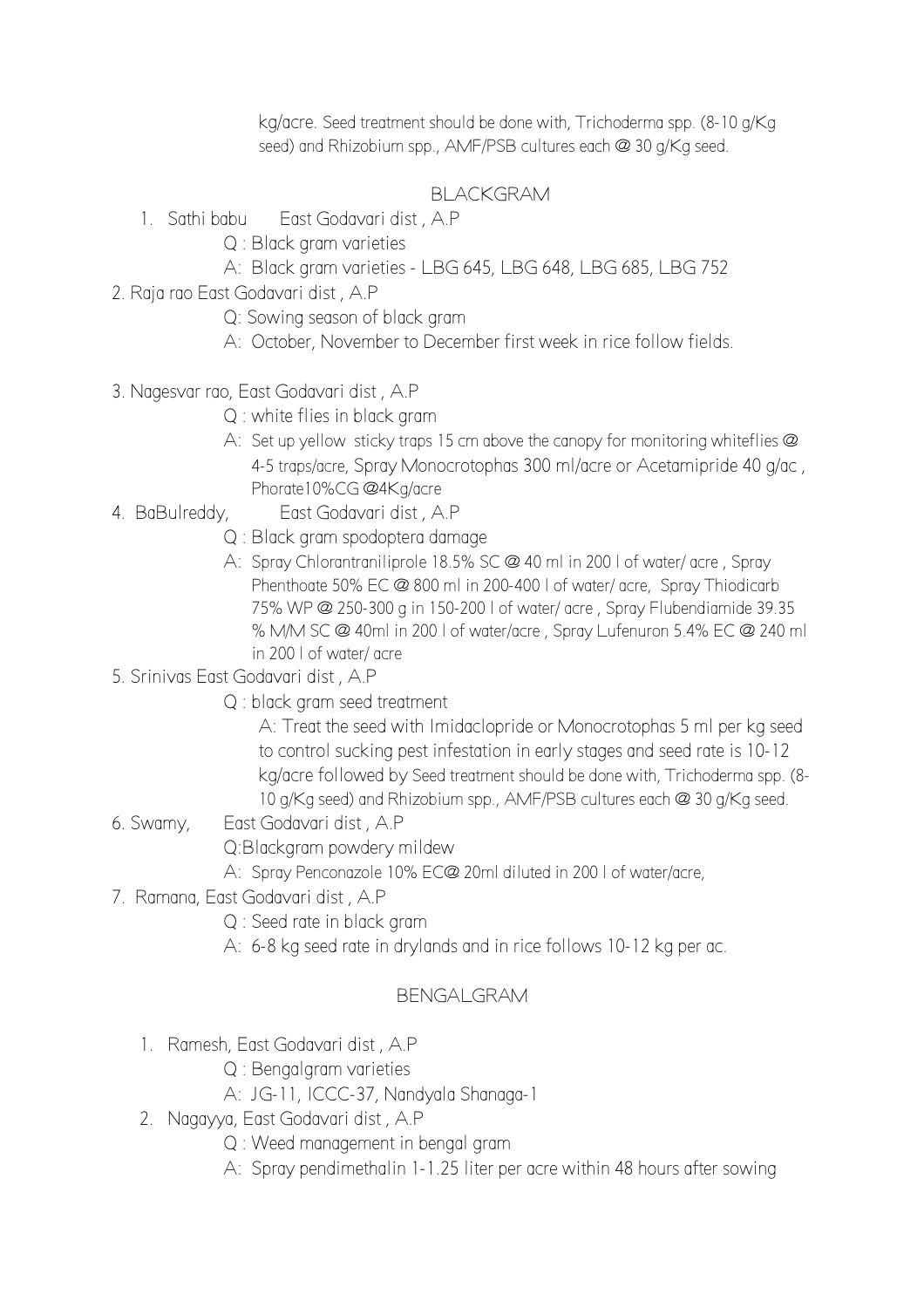kg/acre. Seed treatment should be done with, Trichoderma spp. (8-10 g/Kg seed) and Rhizobium spp., AMF/PSB cultures each @ 30 g/Kg seed.

## BLACKGRAM

1. Sathi babu East Godavari dist , A.P
   - Q : Black gram varieties
   - A: Black gram varieties - LBG 645, LBG 648, LBG 685, LBG 752
2. Raja rao East Godavari dist , A.P
   - Q: Sowing season of black gram
   - A: October, November to December first week in rice follow fields.
3. Nagesvar rao, East Godavari dist , A.P
   - Q : white flies in black gram
   - A: Set up yellow sticky traps 15 cm above the canopy for monitoring whiteflies @ 4-5 traps/acre, Spray Monocrotophas 300 ml/acre or Acetamipride 40 g/ac , Phorate10%CG @4Kg/acre
4. BaBulreddy, East Godavari dist , A.P
   - Q : Black gram spodoptera damage
   - A: Spray Chlorantraniliprole 18.5% SC @ 40 ml in 200 l of water/ acre , Spray Phenthoate 50% EC @ 800 ml in 200-400 l of water/ acre, Spray Thiodicarb 75% WP @ 250-300 g in 150-200 l of water/ acre , Spray Flubendiamide 39.35 % M/M SC @ 40ml in 200 l of water/acre , Spray Lufenuron 5.4% EC @ 240 ml in 200 l of water/ acre
5. Srinivas East Godavari dist , A.P
   - Q : black gram seed treatment
   - A: Treat the seed with Imidaclopride or Monocrotophas 5 ml per kg seed to control sucking pest infestation in early stages and seed rate is 10-12 kg/acre followed by Seed treatment should be done with, Trichoderma spp. (8-10 g/Kg seed) and Rhizobium spp., AMF/PSB cultures each @ 30 g/Kg seed.
6. Swamy, East Godavari dist , A.P
   - Q:Blackgram powdery mildew
   - A: Spray Penconazole 10% EC@ 20ml diluted in 200 l of water/acre,
7. Ramana, East Godavari dist , A.P
   - Q : Seed rate in black gram
   - A: 6-8 kg seed rate in drylands and in rice follows 10-12 kg per ac.

## BENGALGRAM

1. Ramesh, East Godavari dist , A.P
   - Q : Bengalgram varieties
   - A: JG-11, ICCC-37, Nandyala Shanaga-1
2. Nagayya, East Godavari dist , A.P
   - Q : Weed management in bengal gram
   - A: Spray pendimethalin 1-1.25 liter per acre within 48 hours after sowing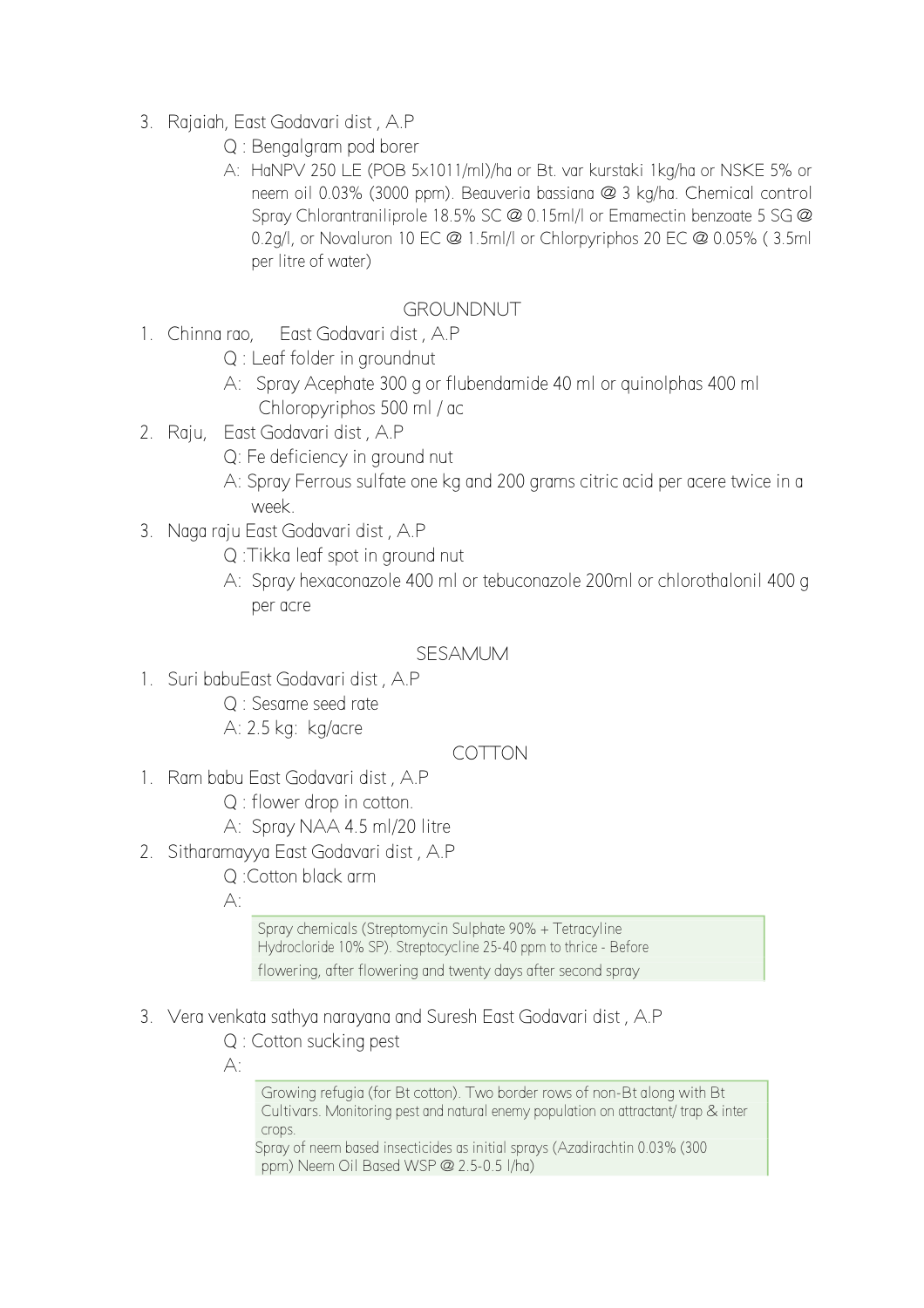3. Rajaiah, East Godavari dist , A.P
    - Q : Bengalgram pod borer
    - A: HaNPV 250 LE (POB 5x1011/ml)/ha or Bt. var kurstaki 1kg/ha or NSKE 5% or neem oil 0.03% (3000 ppm). Beauveria bassiana @ 3 kg/ha. Chemical control Spray Chlorantraniliprole 18.5% SC @ 0.15ml/l or Emamectin benzoate 5 SG @ 0.2g/l, or Novaluron 10 EC @ 1.5ml/l or Chlorpyriphos 20 EC @ 0.05% ( 3.5ml per litre of water)

## GROUNDNUT

1. Chinna rao, East Godavari dist , A.P
    - Q : Leaf folder in groundnut
    - A: Spray Acephate 300 g or flubendamide 40 ml or quinolphas 400 ml Chloropyriphos 500 ml / ac
2. Raju, East Godavari dist , A.P
    - Q: Fe deficiency in ground nut
    - A: Spray Ferrous sulfate one kg and 200 grams citric acid per acere twice in a week.
3. Naga raju East Godavari dist , A.P
    - Q :Tikka leaf spot in ground nut
    - A: Spray hexaconazole 400 ml or tebuconazole 200ml or chlorothalonil 400 g per acre

## SESAMUM

1. Suri babuEast Godavari dist , A.P
    - Q : Sesame seed rate
    - A: 2.5 kg: kg/acre

## COTTON

1. Ram babu East Godavari dist , A.P
    - Q : flower drop in cotton.
    - A: Spray NAA 4.5 ml/20 litre
2. Sitharamayya East Godavari dist , A.P
    - Q :Cotton black arm
    - A:

      Spray chemicals (Streptomycin Sulphate 90% + Tetracyline Hydrocloride 10% SP). Streptocycline 25-40 ppm to thrice - Before flowering, after flowering and twenty days after second spray

3. Vera venkata sathya narayana and Suresh East Godavari dist , A.P
    - Q : Cotton sucking pest
    - A:

      Growing refugia (for Bt cotton). Two border rows of non-Bt along with Bt Cultivars. Monitoring pest and natural enemy population on attractant/ trap & inter crops.

      Spray of neem based insecticides as initial sprays (Azadirachtin 0.03% (300 ppm) Neem Oil Based WSP @ 2.5-0.5 l/ha)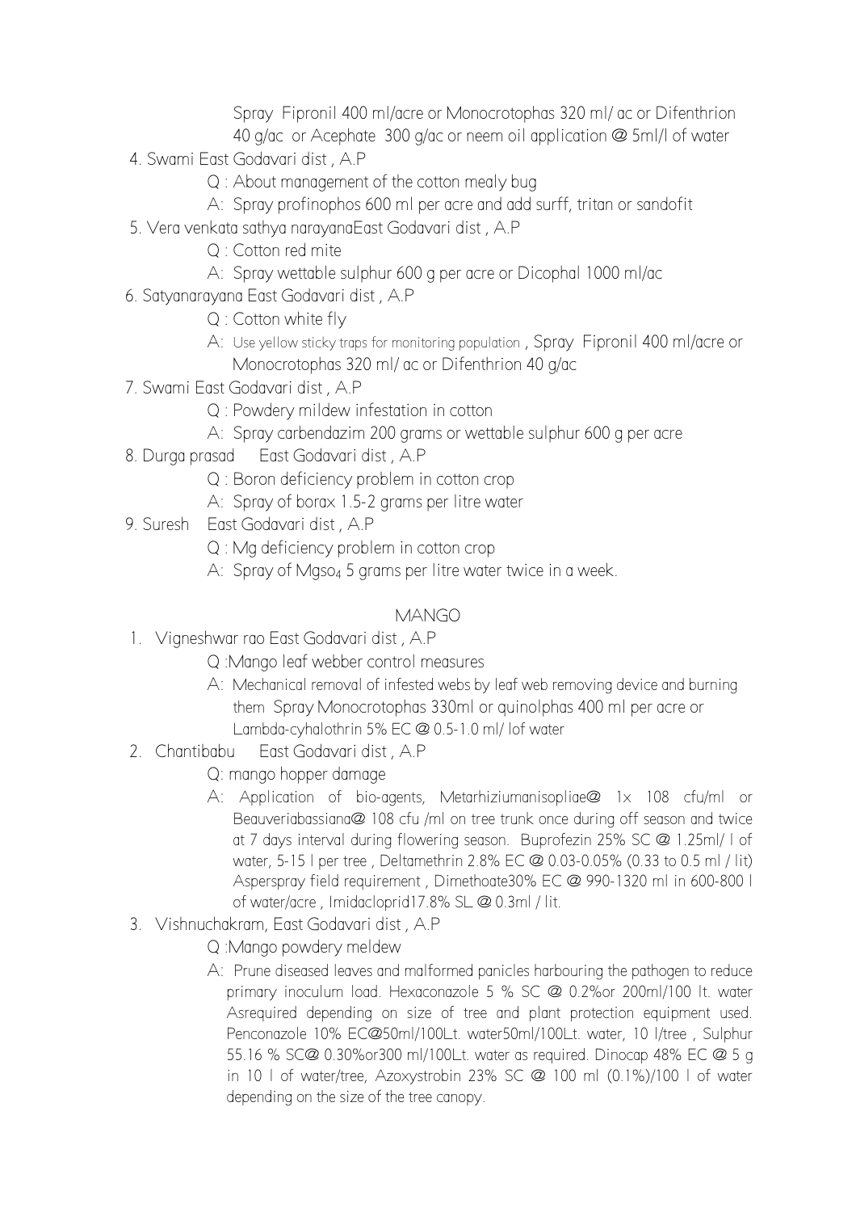Spray Fipronil 400 ml/acre or Monocrotophas 320 ml/ ac or Difenthrion 40 g/ac or Acephate 300 g/ac or neem oil application @ 5ml/l of water

4. Swami East Godavari dist , A.P
   - Q : About management of the cotton mealy bug
   - A: Spray profinophos 600 ml per acre and add surff, tritan or sandofit
5. Vera venkata sathya narayanaEast Godavari dist , A.P
   - Q : Cotton red mite
   - A: Spray wettable sulphur 600 g per acre or Dicophal 1000 ml/ac
6. Satyanarayana East Godavari dist , A.P
   - Q : Cotton white fly
   - A: Use yellow sticky traps for monitoring population , Spray Fipronil 400 ml/acre or Monocrotophas 320 ml/ ac or Difenthrion 40 g/ac
7. Swami East Godavari dist , A.P
   - Q : Powdery mildew infestation in cotton
   - A: Spray carbendazim 200 grams or wettable sulphur 600 g per acre
8. Durga prasad East Godavari dist , A.P
   - Q : Boron deficiency problem in cotton crop
   - A: Spray of borax 1.5-2 grams per litre water
9. Suresh East Godavari dist , A.P
   - Q : Mg deficiency problem in cotton crop
   - A: Spray of $Mgso_4$ 5 grams per litre water twice in a week.

## MANGO

1. Vigneshwar rao East Godavari dist , A.P
   - Q :Mango leaf webber control measures
   - A: Mechanical removal of infested webs by leaf web removing device and burning them Spray Monocrotophas 330ml or quinolphas 400 ml per acre or Lambda-cyhalothrin 5% EC @ 0.5-1.0 ml/ lof water
2. Chantibabu East Godavari dist , A.P
   - Q: mango hopper damage
   - A: Application of bio-agents, Metarhiziumanisopliae@ 1x 108 cfu/ml or Beauveriabassiana@ 108 cfu /ml on tree trunk once during off season and twice at 7 days interval during flowering season. Buprofezin 25% SC @ 1.25ml/ l of water, 5-15 l per tree , Deltamethrin 2.8% EC @ 0.03-0.05% (0.33 to 0.5 ml / lit) Asperspray field requirement , Dimethoate30% EC @ 990-1320 ml in 600-800 l of water/acre , Imidacloprid17.8% SL @ 0.3ml / lit.
3. Vishnuchakram, East Godavari dist , A.P
   - Q :Mango powdery meldew
   - A: Prune diseased leaves and malformed panicles harbouring the pathogen to reduce primary inoculum load. Hexaconazole 5 % SC @ 0.2%or 200ml/100 lt. water Asrequired depending on size of tree and plant protection equipment used. Penconazole 10% EC@50ml/100Lt. water50ml/100Lt. water, 10 l/tree , Sulphur 55.16 % SC@ 0.30%or300 ml/100Lt. water as required. Dinocap 48% EC @ 5 g in 10 l of water/tree, Azoxystrobin 23% SC @ 100 ml (0.1%)/100 l of water depending on the size of the tree canopy.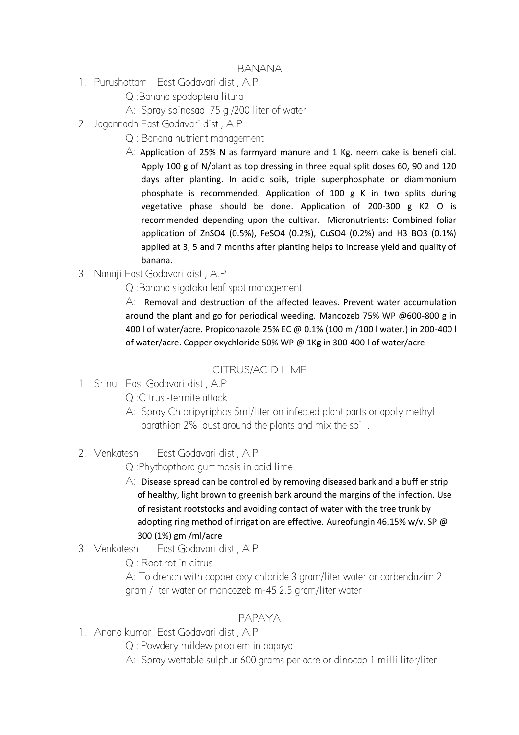## BANANA

1. Purushottam East Godavari dist , A.P
   - Q :Banana spodoptera litura
   - A: Spray spinosad 75 g /200 liter of water
2. Jagannadh East Godavari dist , A.P
   - Q : Banana nutrient management
   - A: Application of 25% N as farmyard manure and 1 Kg. neem cake is benefi cial. Apply 100 g of N/plant as top dressing in three equal split doses 60, 90 and 120 days after planting. In acidic soils, triple superphosphate or diammonium phosphate is recommended. Application of 100 g K in two splits during vegetative phase should be done. Application of 200-300 g $K_2O$ is recommended depending upon the cultivar. Micronutrients: Combined foliar application of $ZnSO_4$ (0.5%), $FeSO_4$ (0.2%), $CuSO_4$ (0.2%) and $H_3BO_3$ (0.1%) applied at 3, 5 and 7 months after planting helps to increase yield and quality of banana.
3. Nanaji East Godavari dist , A.P
   - Q :Banana sigatoka leaf spot management
   - A: Removal and destruction of the affected leaves. Prevent water accumulation around the plant and go for periodical weeding. Mancozeb 75% WP @600-800 g in 400 l of water/acre. Propiconazole 25% EC @ 0.1% (100 ml/100 l water.) in 200-400 l of water/acre. Copper oxychloride 50% WP @ 1Kg in 300-400 l of water/acre

## CITRUS/ACID LIME

1. Srinu East Godavari dist , A.P
   - Q :Citrus -termite attack
   - A: Spray Chloripyriphos 5ml/liter on infected plant parts or apply methyl parathion 2% dust around the plants and mix the soil .
2. Venkatesh East Godavari dist , A.P
   - Q :Phythopthora gummosis in acid lime.
   - A: Disease spread can be controlled by removing diseased bark and a buff er strip of healthy, light brown to greenish bark around the margins of the infection. Use of resistant rootstocks and avoiding contact of water with the tree trunk by adopting ring method of irrigation are effective. Aureofungin 46.15% w/v. SP @ 300 (1%) gm /ml/acre
3. Venkatesh East Godavari dist , A.P
   - Q : Root rot in citrus
   - A: To drench with copper oxy chloride 3 gram/liter water or carbendazim 2 gram /liter water or mancozeb m-45 2.5 gram/liter water

## PAPAYA

1. Anand kumar East Godavari dist , A.P
   - Q : Powdery mildew problem in papaya
   - A: Spray wettable sulphur 600 grams per acre or dinocap 1 milli liter/liter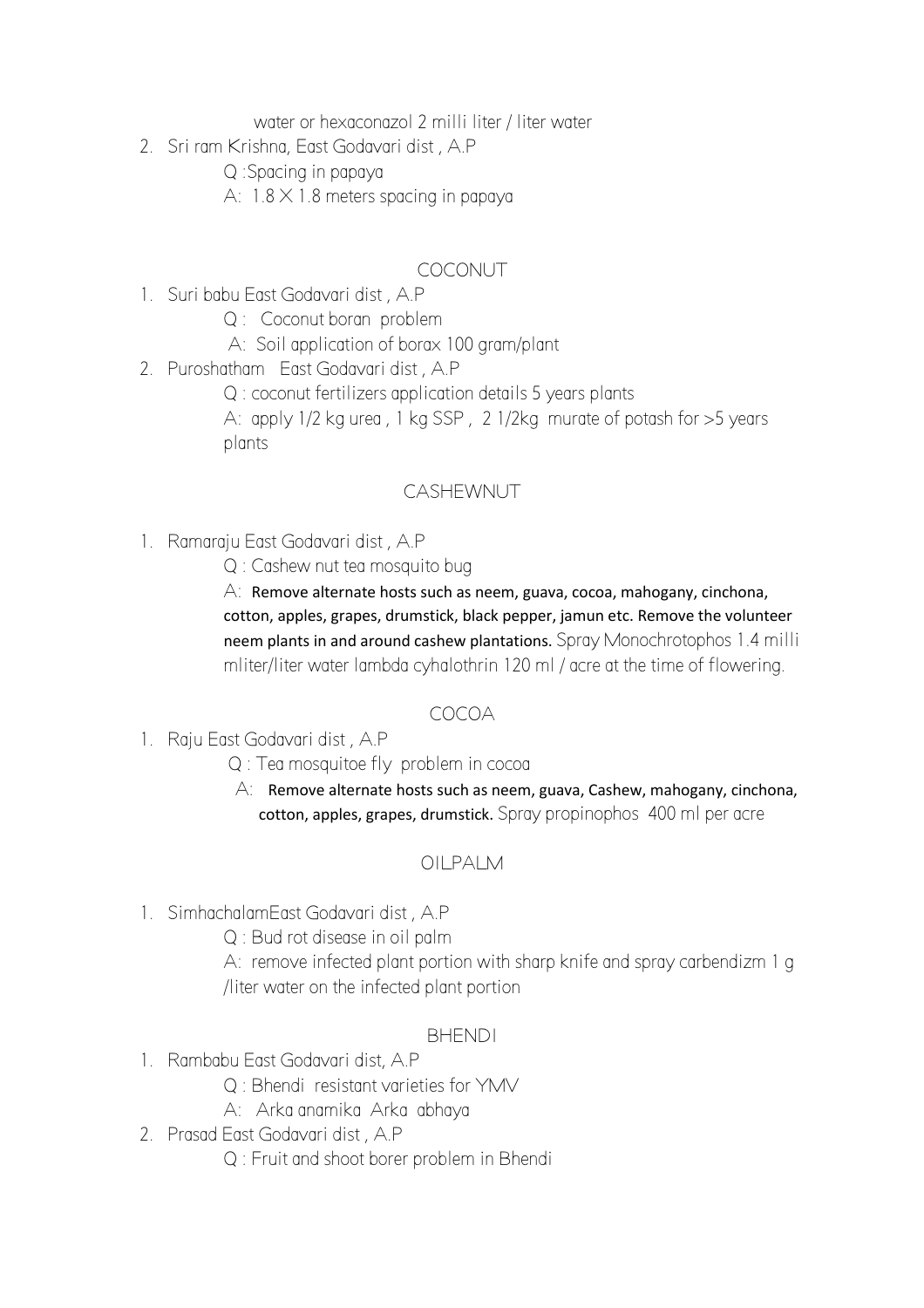water or hexaconazol 2 milli liter / liter water

2. Sri ram Krishna, East Godavari dist , A.P

   Q :Spacing in papaya

   A: 1.8 X 1.8 meters spacing in papaya

## COCONUT

1. Suri babu East Godavari dist , A.P

   Q : Coconut boran problem

   A: Soil application of borax 100 gram/plant

2. Puroshatham East Godavari dist , A.P

   Q : coconut fertilizers application details 5 years plants

   A: apply 1/2 kg urea , 1 kg SSP , 2 1/2kg murate of potash for >5 years plants

## CASHEWNUT

1. Ramaraju East Godavari dist , A.P

   Q : Cashew nut tea mosquito bug

   A: Remove alternate hosts such as neem, guava, cocoa, mahogany, cinchona, cotton, apples, grapes, drumstick, black pepper, jamun etc. Remove the volunteer neem plants in and around cashew plantations. Spray Monochrotophos 1.4 milli mliter/liter water lambda cyhalothrin 120 ml / acre at the time of flowering.

## COCOA

1. Raju East Godavari dist , A.P

   Q : Tea mosquitoe fly problem in cocoa

   A: Remove alternate hosts such as neem, guava, Cashew, mahogany, cinchona, cotton, apples, grapes, drumstick. Spray propinophos 400 ml per acre

## OILPALM

1. SimhachalamEast Godavari dist , A.P

   Q : Bud rot disease in oil palm

   A: remove infected plant portion with sharp knife and spray carbendizm 1 g /liter water on the infected plant portion

## BHENDI

1. Rambabu East Godavari dist, A.P

   Q : Bhendi resistant varieties for YMV

   A: Arka anamika Arka abhaya

2. Prasad East Godavari dist , A.P

   Q : Fruit and shoot borer problem in Bhendi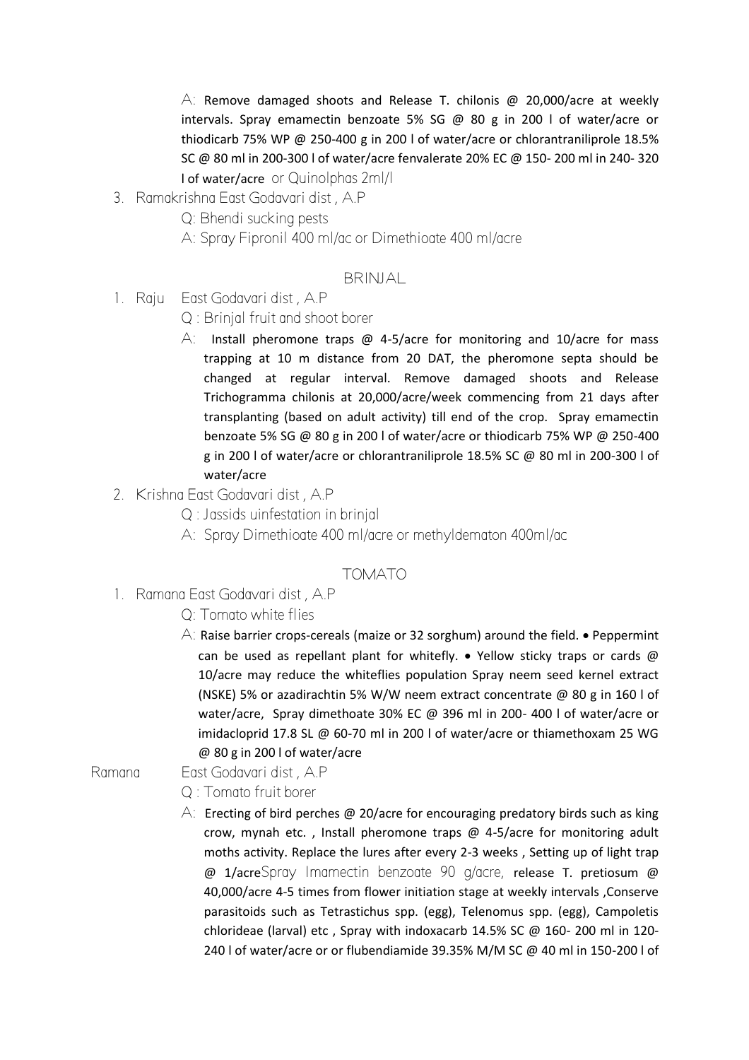A: Remove damaged shoots and Release T. chilonis @ 20,000/acre at weekly intervals. Spray emamectin benzoate 5% SG @ 80 g in 200 l of water/acre or thiodicarb 75% WP @ 250-400 g in 200 l of water/acre or chlorantraniliprole 18.5% SC @ 80 ml in 200-300 l of water/acre fenvalerate 20% EC @ 150- 200 ml in 240- 320 l of water/acre or Quinolphas 2ml/l

3. Ramakrishna East Godavari dist , A.P
   - Q: Bhendi sucking pests
   - A: Spray Fipronil 400 ml/ac or Dimethioate 400 ml/acre

## BRINJAL

1. Raju East Godavari dist , A.P
   - Q : Brinjal fruit and shoot borer
   - A: Install pheromone traps @ 4-5/acre for monitoring and 10/acre for mass trapping at 10 m distance from 20 DAT, the pheromone septa should be changed at regular interval. Remove damaged shoots and Release Trichogramma chilonis at 20,000/acre/week commencing from 21 days after transplanting (based on adult activity) till end of the crop. Spray emamectin benzoate 5% SG @ 80 g in 200 l of water/acre or thiodicarb 75% WP @ 250-400 g in 200 l of water/acre or chlorantraniliprole 18.5% SC @ 80 ml in 200-300 l of water/acre
2. Krishna East Godavari dist , A.P
   - Q : Jassids uinfestation in brinjal
   - A: Spray Dimethioate 400 ml/acre or methyldematon 400ml/ac

## TOMATO

1. Ramana East Godavari dist , A.P
   - Q: Tomato white flies
   - A: Raise barrier crops-cereals (maize or 32 sorghum) around the field. • Peppermint can be used as repellant plant for whitefly. • Yellow sticky traps or cards @ 10/acre may reduce the whiteflies population Spray neem seed kernel extract (NSKE) 5% or azadirachtin 5% W/W neem extract concentrate @ 80 g in 160 l of water/acre, Spray dimethoate 30% EC @ 396 ml in 200- 400 l of water/acre or imidacloprid 17.8 SL @ 60-70 ml in 200 l of water/acre or thiamethoxam 25 WG @ 80 g in 200 l of water/acre

Ramana East Godavari dist , A.P
   - Q : Tomato fruit borer
   - A: Erecting of bird perches @ 20/acre for encouraging predatory birds such as king crow, mynah etc. , Install pheromone traps @ 4-5/acre for monitoring adult moths activity. Replace the lures after every 2-3 weeks , Setting up of light trap @ 1/acreSpray Imamectin benzoate 90 g/acre, release T. pretiosum @ 40,000/acre 4-5 times from flower initiation stage at weekly intervals ,Conserve parasitoids such as Tetrastichus spp. (egg), Telenomus spp. (egg), Campoletis chlorideae (larval) etc , Spray with indoxacarb 14.5% SC @ 160- 200 ml in 120-240 l of water/acre or or flubendiamide 39.35% M/M SC @ 40 ml in 150-200 l of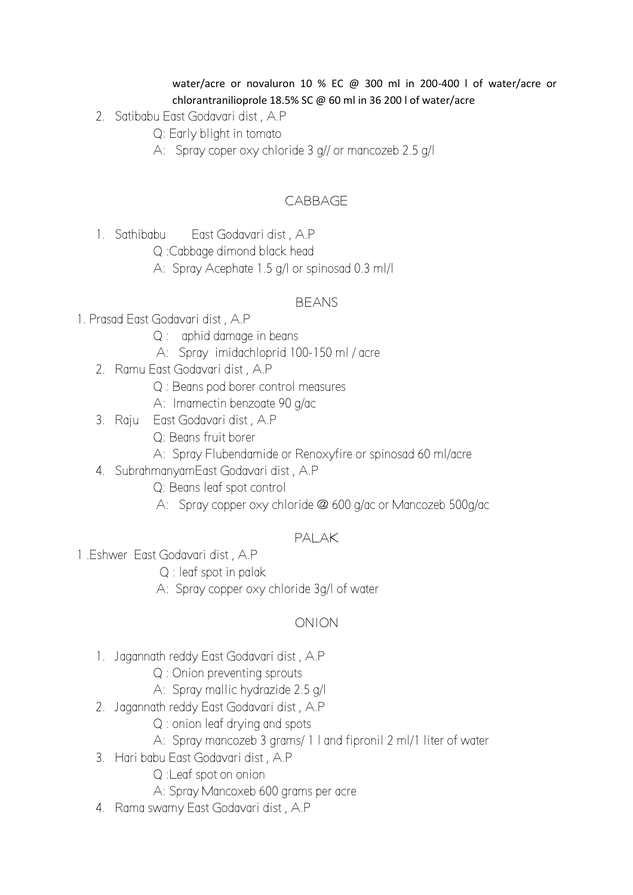water/acre or novaluron 10 % EC @ 300 ml in 200-400 l of water/acre or chlorantranilioprole 18.5% SC @ 60 ml in 36 200 l of water/acre

2. Satibabu East Godavari dist , A.P
   - Q: Early blight in tomato
   - A: Spray coper oxy chloride 3 g// or mancozeb 2.5 g/l

## CABBAGE

1. Sathibabu East Godavari dist , A.P
   - Q :Cabbage dimond black head
   - A: Spray Acephate 1.5 g/l or spinosad 0.3 ml/l

## BEANS

1. Prasad East Godavari dist , A.P
   - Q : aphid damage in beans
   - A: Spray imidachloprid 100-150 ml / acre
2. Ramu East Godavari dist , A.P
   - Q : Beans pod borer control measures
   - A: Imamectin benzoate 90 g/ac
3. Raju East Godavari dist , A.P
   - Q: Beans fruit borer
   - A: Spray Flubendamide or Renoxyfire or spinosad 60 ml/acre
4. SubrahmanyamEast Godavari dist , A.P
   - Q: Beans leaf spot control
   - A: Spray copper oxy chloride @ 600 g/ac or Mancozeb 500g/ac

## PALAK

1 .Eshwer East Godavari dist , A.P
   - Q : leaf spot in palak
   - A: Spray copper oxy chloride 3g/l of water

## ONION

1. Jagannath reddy East Godavari dist , A.P
   - Q : Onion preventing sprouts
   - A: Spray mallic hydrazide 2.5 g/l
2. Jagannath reddy East Godavari dist , A.P
   - Q : onion leaf drying and spots
   - A: Spray mancozeb 3 grams/ 1 l and fipronil 2 ml/1 liter of water
3. Hari babu East Godavari dist , A.P
   - Q :Leaf spot on onion
   - A: Spray Mancoxeb 600 grams per acre
4. Rama swamy East Godavari dist , A.P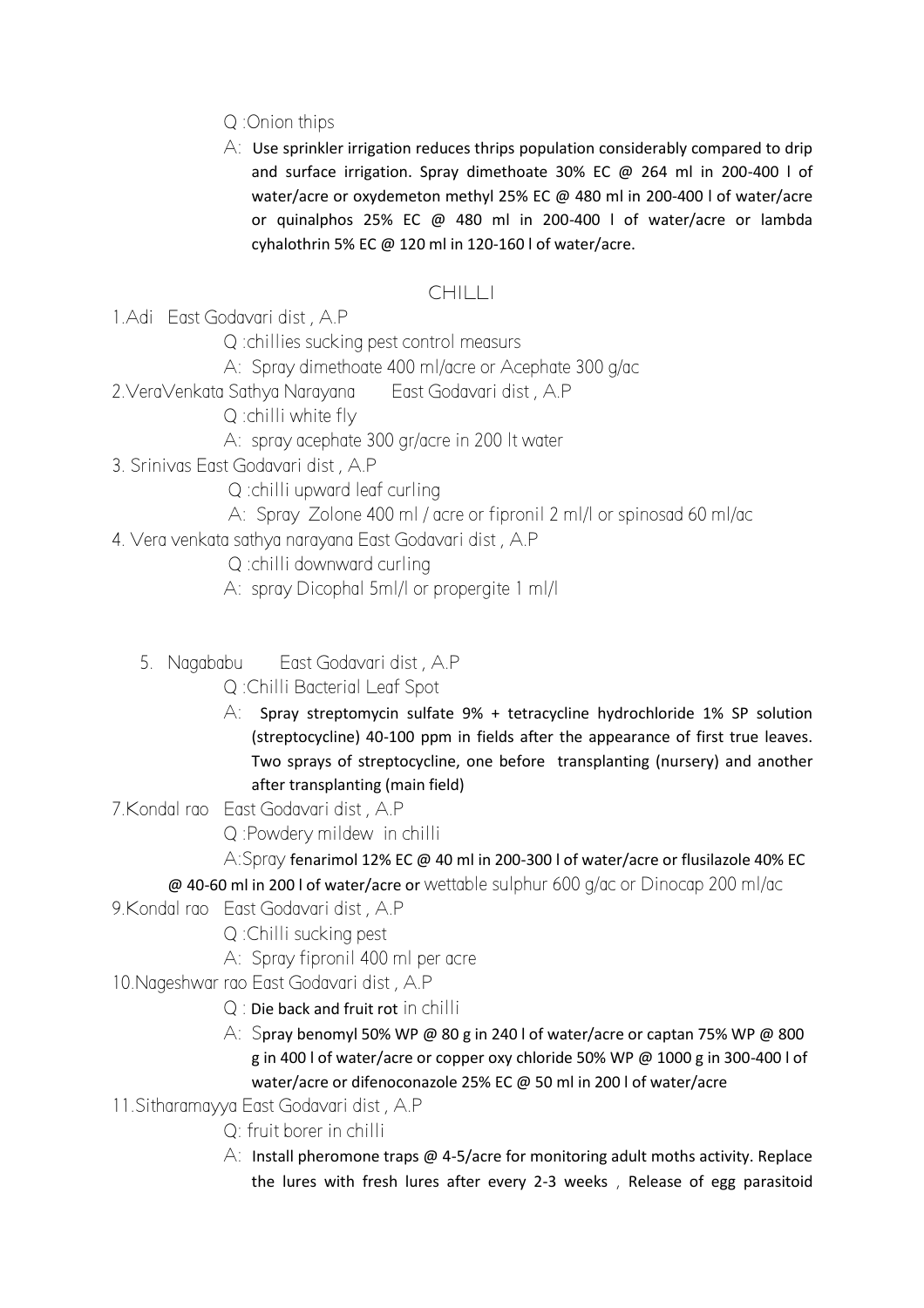Q :Onion thips

A: Use sprinkler irrigation reduces thrips population considerably compared to drip and surface irrigation. Spray dimethoate 30% EC @ 264 ml in 200-400 l of water/acre or oxydemeton methyl 25% EC @ 480 ml in 200-400 l of water/acre or quinalphos 25% EC @ 480 ml in 200-400 l of water/acre or lambda cyhalothrin 5% EC @ 120 ml in 120-160 l of water/acre.

## CHILLI

1.Adi East Godavari dist , A.P

Q :chillies sucking pest control measurs

A: Spray dimethoate 400 ml/acre or Acephate 300 g/ac

2.VeraVenkata Sathya Narayana East Godavari dist , A.P

Q :chilli white fly

A: spray acephate 300 gr/acre in 200 lt water

3. Srinivas East Godavari dist , A.P

Q :chilli upward leaf curling

A: Spray Zolone 400 ml / acre or fipronil 2 ml/l or spinosad 60 ml/ac

4. Vera venkata sathya narayana East Godavari dist , A.P

Q :chilli downward curling

A: spray Dicophal 5ml/l or propergite 1 ml/l

5. Nagababu East Godavari dist , A.P

Q :Chilli Bacterial Leaf Spot

A: Spray streptomycin sulfate 9% + tetracycline hydrochloride 1% SP solution (streptocycline) 40-100 ppm in fields after the appearance of first true leaves. Two sprays of streptocycline, one before transplanting (nursery) and another after transplanting (main field)

7.Kondal rao East Godavari dist , A.P

Q :Powdery mildew in chilli

A:Spray fenarimol 12% EC @ 40 ml in 200-300 l of water/acre or flusilazole 40% EC @ 40-60 ml in 200 l of water/acre or wettable sulphur 600 g/ac or Dinocap 200 ml/ac

9.Kondal rao East Godavari dist , A.P

Q :Chilli sucking pest

A: Spray fipronil 400 ml per acre

10.Nageshwar rao East Godavari dist , A.P

Q : Die back and fruit rot in chilli

A: Spray benomyl 50% WP @ 80 g in 240 l of water/acre or captan 75% WP @ 800 g in 400 l of water/acre or copper oxy chloride 50% WP @ 1000 g in 300-400 l of water/acre or difenoconazole 25% EC @ 50 ml in 200 l of water/acre

11.Sitharamayya East Godavari dist , A.P

Q: fruit borer in chilli

A: Install pheromone traps @ 4-5/acre for monitoring adult moths activity. Replace the lures with fresh lures after every 2-3 weeks , Release of egg parasitoid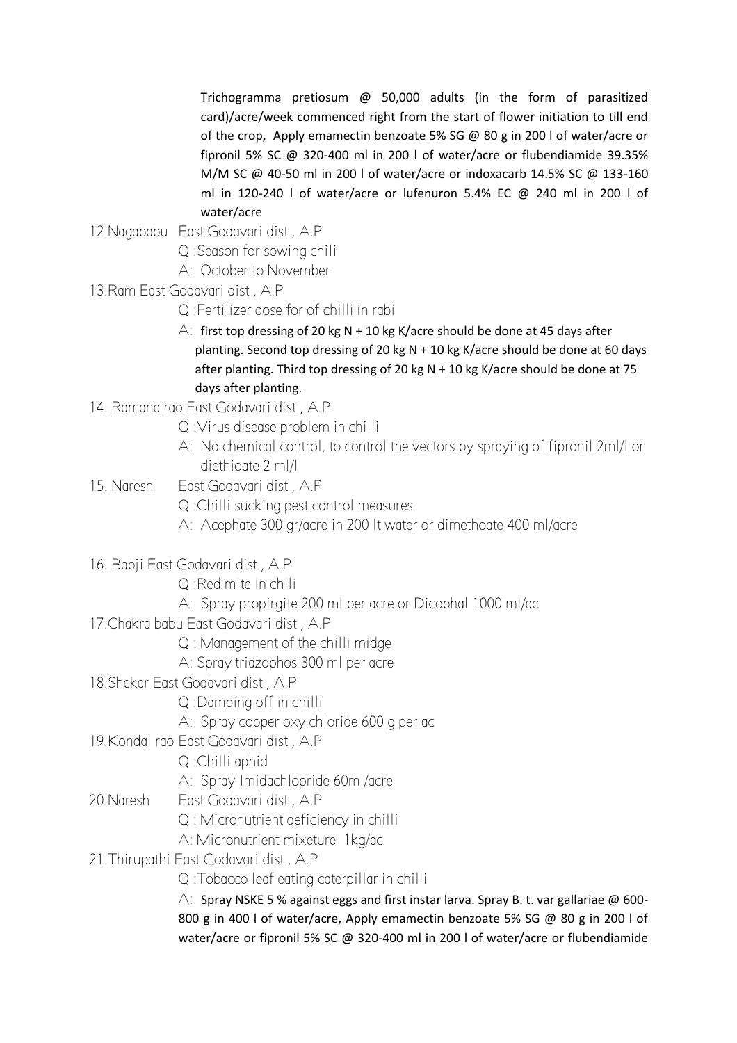Trichogramma pretiosum @ 50,000 adults (in the form of parasitized card)/acre/week commenced right from the start of flower initiation to till end of the crop, Apply emamectin benzoate 5% SG @ 80 g in 200 l of water/acre or fipronil 5% SC @ 320-400 ml in 200 l of water/acre or flubendiamide 39.35% M/M SC @ 40-50 ml in 200 l of water/acre or indoxacarb 14.5% SC @ 133-160 ml in 120-240 l of water/acre or lufenuron 5.4% EC @ 240 ml in 200 l of water/acre

12.Nagababu East Godavari dist , A.P

Q :Season for sowing chili

A: October to November

13.Ram East Godavari dist , A.P

Q :Fertilizer dose for of chilli in rabi

A: first top dressing of 20 kg N + 10 kg K/acre should be done at 45 days after planting. Second top dressing of 20 kg N + 10 kg K/acre should be done at 60 days after planting. Third top dressing of 20 kg N + 10 kg K/acre should be done at 75 days after planting.

14. Ramana rao East Godavari dist , A.P

Q :Virus disease problem in chilli

A: No chemical control, to control the vectors by spraying of fipronil 2ml/l or diethioate 2 ml/l

15. Naresh East Godavari dist , A.P

Q :Chilli sucking pest control measures

A: Acephate 300 gr/acre in 200 lt water or dimethoate 400 ml/acre

16. Babji East Godavari dist , A.P

Q :Red mite in chili

A: Spray propirgite 200 ml per acre or Dicophal 1000 ml/ac

17.Chakra babu East Godavari dist , A.P

Q : Management of the chilli midge

A: Spray triazophos 300 ml per acre

18.Shekar East Godavari dist , A.P

Q :Damping off in chilli

A: Spray copper oxy chloride 600 g per ac

19.Kondal rao East Godavari dist , A.P

Q :Chilli aphid

A: Spray Imidachlopride 60ml/acre

20.Naresh East Godavari dist , A.P

Q : Micronutrient deficiency in chilli

A: Micronutrient mixeture 1kg/ac

21.Thirupathi East Godavari dist , A.P

Q :Tobacco leaf eating caterpillar in chilli

A: Spray NSKE 5 % against eggs and first instar larva. Spray B. t. var gallariae @ 600-800 g in 400 l of water/acre, Apply emamectin benzoate 5% SG @ 80 g in 200 l of water/acre or fipronil 5% SC @ 320-400 ml in 200 l of water/acre or flubendiamide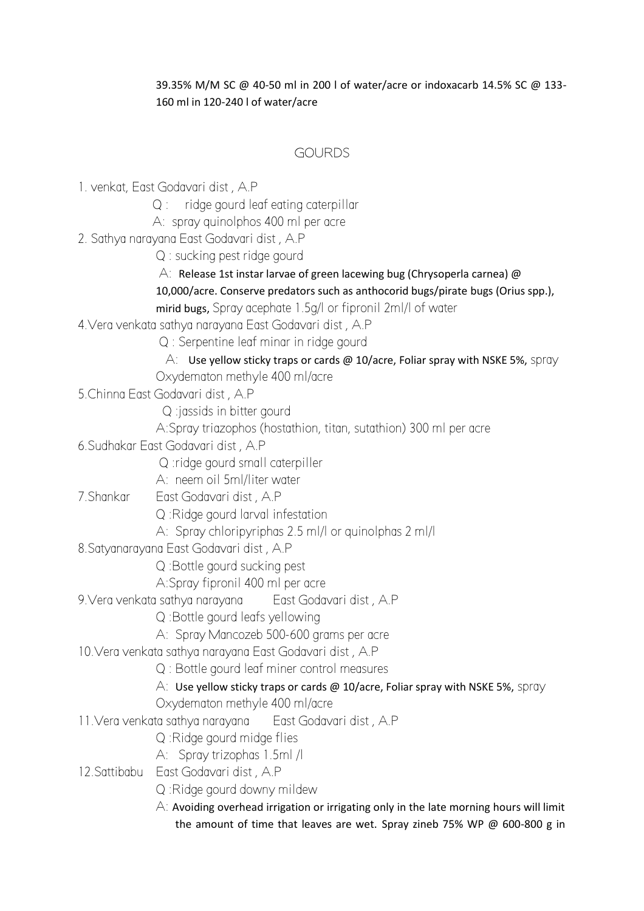39.35% M/M SC @ 40-50 ml in 200 l of water/acre or indoxacarb 14.5% SC @ 133-160 ml in 120-240 l of water/acre

## GOURDS

1. venkat, East Godavari dist , A.P

   Q : ridge gourd leaf eating caterpillar

   A: spray quinolphos 400 ml per acre

2. Sathya narayana East Godavari dist , A.P

   Q : sucking pest ridge gourd

   A: Release 1st instar larvae of green lacewing bug (Chrysoperla carnea) @ 10,000/acre. Conserve predators such as anthocorid bugs/pirate bugs (Orius spp.), mirid bugs, Spray acephate 1.5g/l or fipronil 2ml/l of water

4. Vera venkata sathya narayana East Godavari dist , A.P

   Q : Serpentine leaf minar in ridge gourd

   A: Use yellow sticky traps or cards @ 10/acre, Foliar spray with NSKE 5%, spray Oxydematon methyle 400 ml/acre

5. Chinna East Godavari dist , A.P

   Q :jassids in bitter gourd

   A:Spray triazophos (hostathion, titan, sutathion) 300 ml per acre

6. Sudhakar East Godavari dist , A.P

   Q :ridge gourd small caterpiller

   A: neem oil 5ml/liter water

7. Shankar East Godavari dist , A.P

   Q :Ridge gourd larval infestation

   A: Spray chloripyriphas 2.5 ml/l or quinolphas 2 ml/l

8. Satyanarayana East Godavari dist , A.P

   Q :Bottle gourd sucking pest

   A:Spray fipronil 400 ml per acre

9. Vera venkata sathya narayana East Godavari dist , A.P

   Q :Bottle gourd leafs yellowing

   A: Spray Mancozeb 500-600 grams per acre

10. Vera venkata sathya narayana East Godavari dist , A.P

    Q : Bottle gourd leaf miner control measures

    A: Use yellow sticky traps or cards @ 10/acre, Foliar spray with NSKE 5%, spray Oxydematon methyle 400 ml/acre

11. Vera venkata sathya narayana East Godavari dist , A.P

    Q :Ridge gourd midge flies

    A: Spray trizophas 1.5ml /l

12. Sattibabu East Godavari dist , A.P

    Q :Ridge gourd downy mildew

    A: Avoiding overhead irrigation or irrigating only in the late morning hours will limit the amount of time that leaves are wet. Spray zineb 75% WP @ 600-800 g in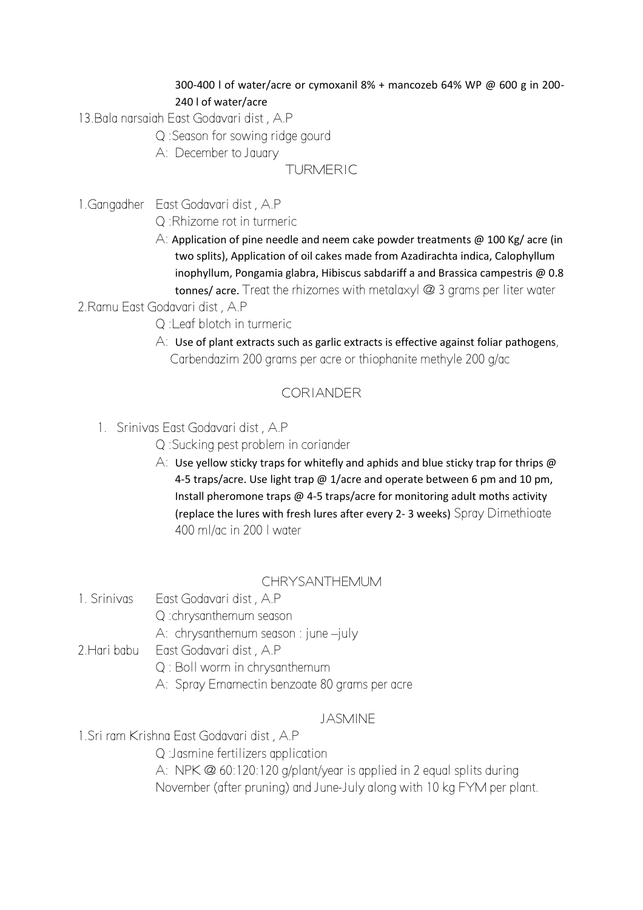300-400 l of water/acre or cymoxanil 8% + mancozeb 64% WP @ 600 g in 200-240 l of water/acre

13.Bala narsaiah East Godavari dist , A.P

Q :Season for sowing ridge gourd

A: December to Jauary

## TURMERIC

1.Gangadher East Godavari dist , A.P

Q :Rhizome rot in turmeric

A: Application of pine needle and neem cake powder treatments @ 100 Kg/ acre (in two splits), Application of oil cakes made from Azadirachta indica, Calophyllum inophyllum, Pongamia glabra, Hibiscus sabdariff a and Brassica campestris @ 0.8 tonnes/ acre. Treat the rhizomes with metalaxyl @ 3 grams per liter water

2.Ramu East Godavari dist , A.P

Q :Leaf blotch in turmeric

A: Use of plant extracts such as garlic extracts is effective against foliar pathogens, Carbendazim 200 grams per acre or thiophanite methyle 200 g/ac

## CORIANDER

1. Srinivas East Godavari dist , A.P

Q :Sucking pest problem in coriander

A: Use yellow sticky traps for whitefly and aphids and blue sticky trap for thrips @ 4-5 traps/acre. Use light trap @ 1/acre and operate between 6 pm and 10 pm, Install pheromone traps @ 4-5 traps/acre for monitoring adult moths activity (replace the lures with fresh lures after every 2- 3 weeks) Spray Dimethioate 400 ml/ac in 200 l water

## CHRYSANTHEMUM

1. Srinivas East Godavari dist , A.P

Q :chrysanthemum season

A: chrysanthemum season : june –july

2.Hari babu East Godavari dist , A.P

Q : Boll worm in chrysanthemum

A: Spray Emamectin benzoate 80 grams per acre

## JASMINE

1.Sri ram Krishna East Godavari dist , A.P

Q :Jasmine fertilizers application

A: NPK @ 60:120:120 g/plant/year is applied in 2 equal splits during November (after pruning) and June-July along with 10 kg FYM per plant.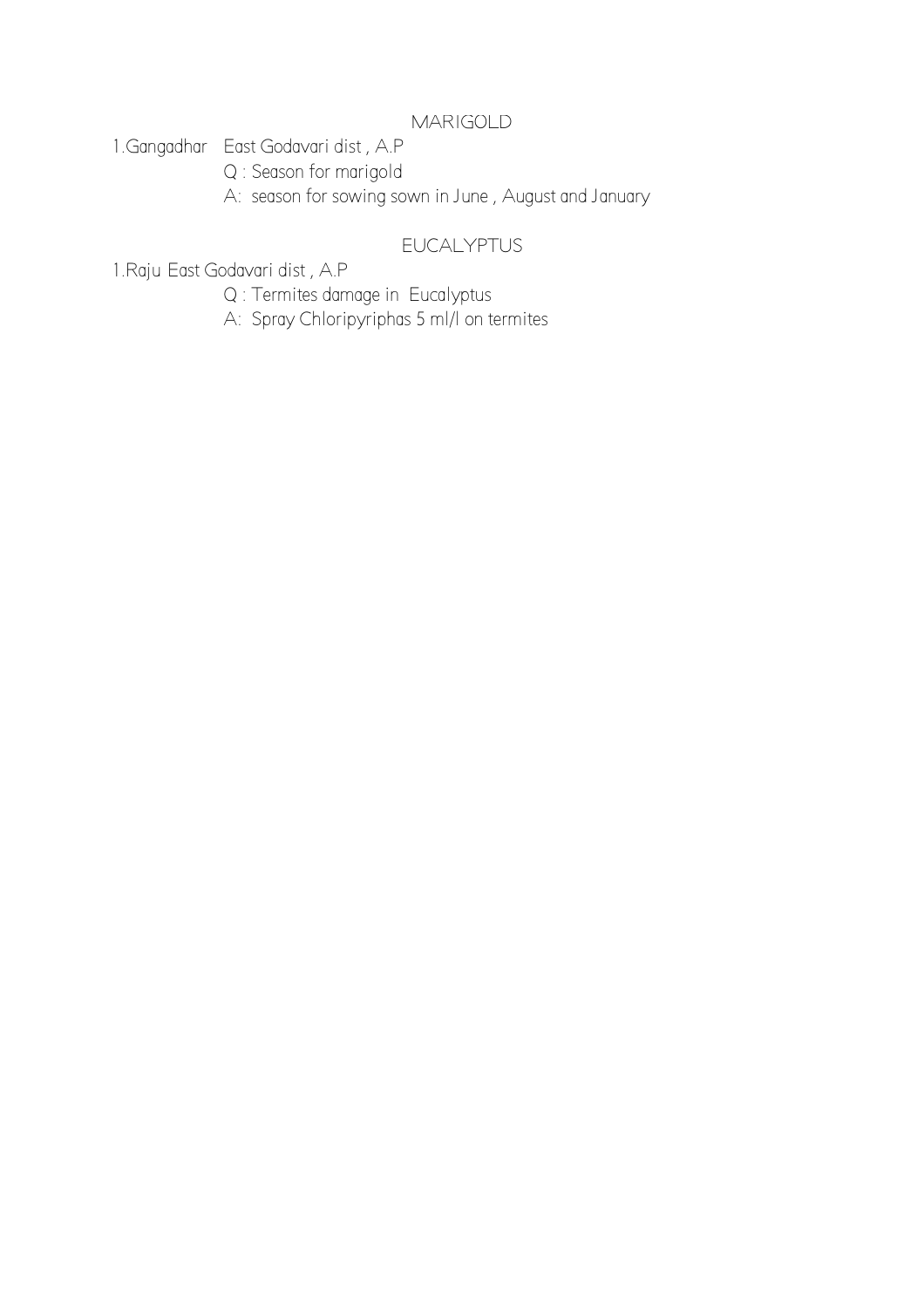## MARIGOLD

1.Gangadhar East Godavari dist , A.P

Q : Season for marigold

A: season for sowing sown in June , August and January

## EUCALYPTUS

1.Raju East Godavari dist , A.P

Q : Termites damage in Eucalyptus

A: Spray Chloripyriphas 5 ml/l on termites